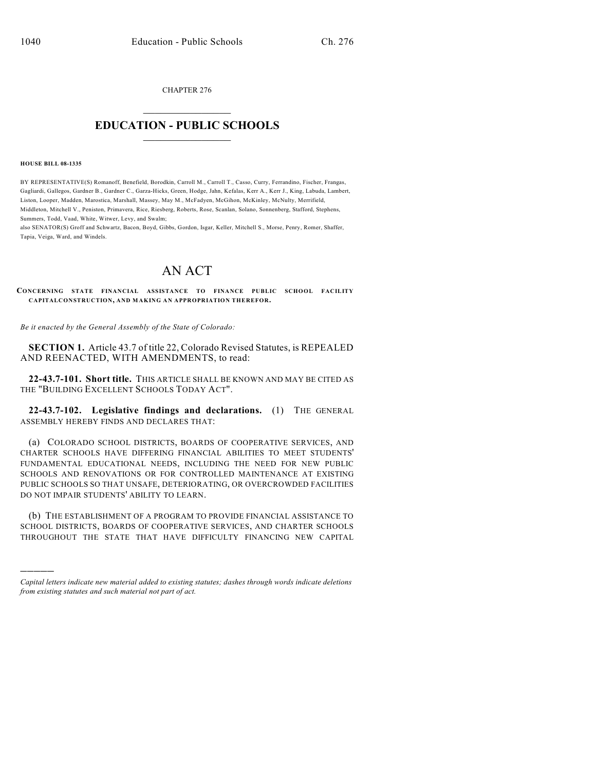CHAPTER 276

# EDUCATION - PUBLIC SCHOOLS

**HOUSE BILL 08-1335**

BY REPRESENTATIVE(S) Romanoff, Benefield, Borodkin, Carroll M., Carroll T., Casso, Curry, Ferrandino, Fischer, Frangas, Gagliardi, Gallegos, Gardner B., Gardner C., Garza-Hicks, Green, Hodge, Jahn, Kefalas, Kerr A., Kerr J., King, Labuda, Lambert, Liston, Looper, Madden, Marostica, Marshall, Massey, May M., McFadyen, McGihon, McKinley, McNulty, Merrifield, Middleton, Mitchell V., Peniston, Primavera, Rice, Riesberg, Roberts, Rose, Scanlan, Solano, Sonnenberg, Stafford, Stephens, Summers, Todd, Vaad, White, Witwer, Levy, and Swalm;
also SENATOR(S) Groff and Schwartz, Bacon, Boyd, Gibbs, Gordon, Isgar, Keller, Mitchell S., Morse, Penry, Romer, Shaffer, Tapia, Veiga, Ward, and Windels.

# AN ACT

**CONCERNING STATE FINANCIAL ASSISTANCE TO FINANCE PUBLIC SCHOOL FACILITY CAPITALCONSTRUCTION, AND MAKING AN APPROPRIATION THEREFOR.**

*Be it enacted by the General Assembly of the State of Colorado:*

**SECTION 1.** Article 43.7 of title 22, Colorado Revised Statutes, is REPEALED AND REENACTED, WITH AMENDMENTS, to read:

**22-43.7-101. Short title.** THIS ARTICLE SHALL BE KNOWN AND MAY BE CITED AS THE "BUILDING EXCELLENT SCHOOLS TODAY ACT".

**22-43.7-102. Legislative findings and declarations.** (1) THE GENERAL ASSEMBLY HEREBY FINDS AND DECLARES THAT:

(a) COLORADO SCHOOL DISTRICTS, BOARDS OF COOPERATIVE SERVICES, AND CHARTER SCHOOLS HAVE DIFFERING FINANCIAL ABILITIES TO MEET STUDENTS' FUNDAMENTAL EDUCATIONAL NEEDS, INCLUDING THE NEED FOR NEW PUBLIC SCHOOLS AND RENOVATIONS OR FOR CONTROLLED MAINTENANCE AT EXISTING PUBLIC SCHOOLS SO THAT UNSAFE, DETERIORATING, OR OVERCROWDED FACILITIES DO NOT IMPAIR STUDENTS' ABILITY TO LEARN.

(b) THE ESTABLISHMENT OF A PROGRAM TO PROVIDE FINANCIAL ASSISTANCE TO SCHOOL DISTRICTS, BOARDS OF COOPERATIVE SERVICES, AND CHARTER SCHOOLS THROUGHOUT THE STATE THAT HAVE DIFFICULTY FINANCING NEW CAPITAL

*Capital letters indicate new material added to existing statutes; dashes through words indicate deletions from existing statutes and such material not part of act.*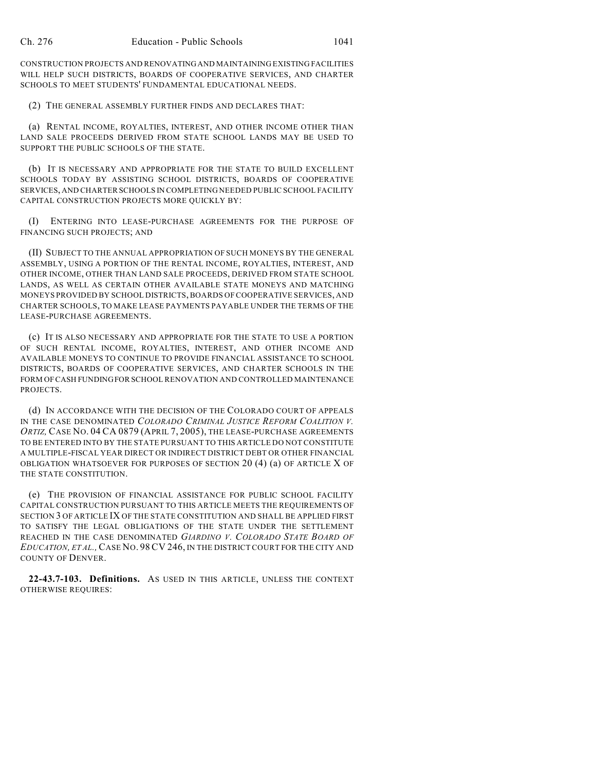CONSTRUCTION PROJECTS AND RENOVATING AND MAINTAINING EXISTING FACILITIES WILL HELP SUCH DISTRICTS, BOARDS OF COOPERATIVE SERVICES, AND CHARTER SCHOOLS TO MEET STUDENTS' FUNDAMENTAL EDUCATIONAL NEEDS.

(2) THE GENERAL ASSEMBLY FURTHER FINDS AND DECLARES THAT:

(a) RENTAL INCOME, ROYALTIES, INTEREST, AND OTHER INCOME OTHER THAN LAND SALE PROCEEDS DERIVED FROM STATE SCHOOL LANDS MAY BE USED TO SUPPORT THE PUBLIC SCHOOLS OF THE STATE.

(b) IT IS NECESSARY AND APPROPRIATE FOR THE STATE TO BUILD EXCELLENT SCHOOLS TODAY BY ASSISTING SCHOOL DISTRICTS, BOARDS OF COOPERATIVE SERVICES, AND CHARTER SCHOOLS IN COMPLETING NEEDED PUBLIC SCHOOL FACILITY CAPITAL CONSTRUCTION PROJECTS MORE QUICKLY BY:

(I) ENTERING INTO LEASE-PURCHASE AGREEMENTS FOR THE PURPOSE OF FINANCING SUCH PROJECTS; AND

(II) SUBJECT TO THE ANNUAL APPROPRIATION OF SUCH MONEYS BY THE GENERAL ASSEMBLY, USING A PORTION OF THE RENTAL INCOME, ROYALTIES, INTEREST, AND OTHER INCOME, OTHER THAN LAND SALE PROCEEDS, DERIVED FROM STATE SCHOOL LANDS, AS WELL AS CERTAIN OTHER AVAILABLE STATE MONEYS AND MATCHING MONEYS PROVIDED BY SCHOOL DISTRICTS, BOARDS OF COOPERATIVE SERVICES, AND CHARTER SCHOOLS, TO MAKE LEASE PAYMENTS PAYABLE UNDER THE TERMS OF THE LEASE-PURCHASE AGREEMENTS.

(c) IT IS ALSO NECESSARY AND APPROPRIATE FOR THE STATE TO USE A PORTION OF SUCH RENTAL INCOME, ROYALTIES, INTEREST, AND OTHER INCOME AND AVAILABLE MONEYS TO CONTINUE TO PROVIDE FINANCIAL ASSISTANCE TO SCHOOL DISTRICTS, BOARDS OF COOPERATIVE SERVICES, AND CHARTER SCHOOLS IN THE FORM OF CASH FUNDING FOR SCHOOL RENOVATION AND CONTROLLED MAINTENANCE PROJECTS.

(d) IN ACCORDANCE WITH THE DECISION OF THE COLORADO COURT OF APPEALS IN THE CASE DENOMINATED *COLORADO CRIMINAL JUSTICE REFORM COALITION V. ORTIZ,* CASE NO. 04 CA 0879 (APRIL 7, 2005), THE LEASE-PURCHASE AGREEMENTS TO BE ENTERED INTO BY THE STATE PURSUANT TO THIS ARTICLE DO NOT CONSTITUTE A MULTIPLE-FISCAL YEAR DIRECT OR INDIRECT DISTRICT DEBT OR OTHER FINANCIAL OBLIGATION WHATSOEVER FOR PURPOSES OF SECTION 20 (4) (a) OF ARTICLE X OF THE STATE CONSTITUTION.

(e) THE PROVISION OF FINANCIAL ASSISTANCE FOR PUBLIC SCHOOL FACILITY CAPITAL CONSTRUCTION PURSUANT TO THIS ARTICLE MEETS THE REQUIREMENTS OF SECTION 3 OF ARTICLE IX OF THE STATE CONSTITUTION AND SHALL BE APPLIED FIRST TO SATISFY THE LEGAL OBLIGATIONS OF THE STATE UNDER THE SETTLEMENT REACHED IN THE CASE DENOMINATED *GIARDINO V. COLORADO STATE BOARD OF EDUCATION, ET AL.,* CASE NO. 98 CV 246, IN THE DISTRICT COURT FOR THE CITY AND COUNTY OF DENVER.

**22-43.7-103. Definitions.** AS USED IN THIS ARTICLE, UNLESS THE CONTEXT OTHERWISE REQUIRES: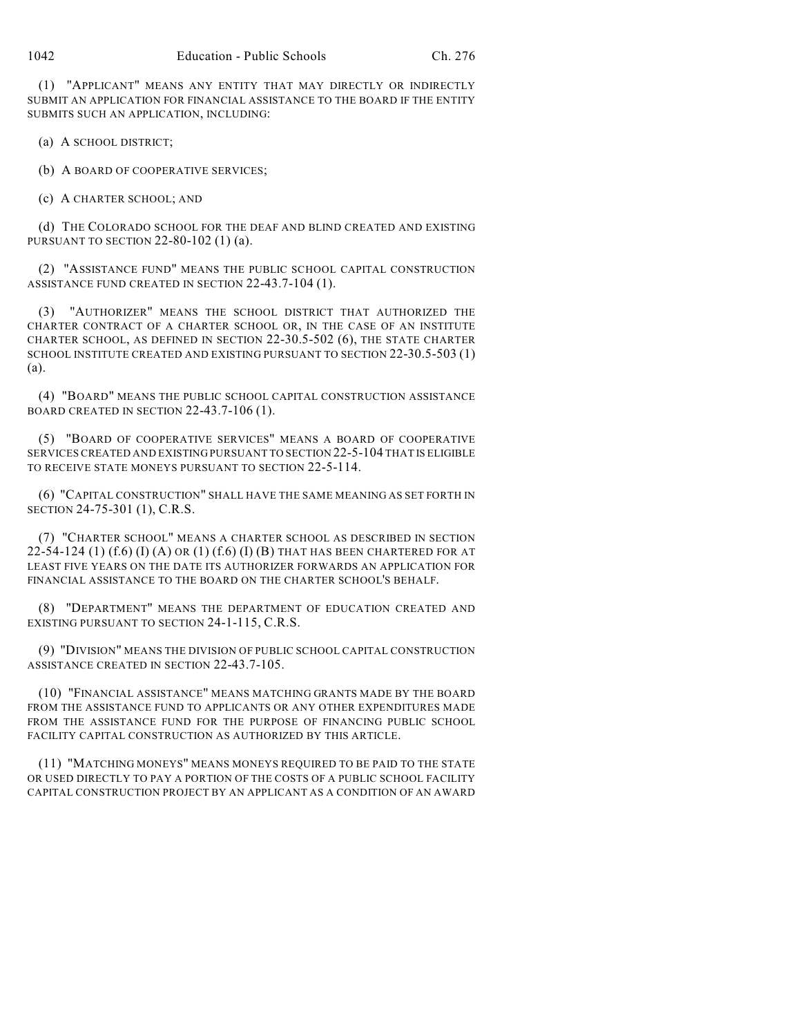(1) "APPLICANT" MEANS ANY ENTITY THAT MAY DIRECTLY OR INDIRECTLY SUBMIT AN APPLICATION FOR FINANCIAL ASSISTANCE TO THE BOARD IF THE ENTITY SUBMITS SUCH AN APPLICATION, INCLUDING:

(a) A SCHOOL DISTRICT;

(b) A BOARD OF COOPERATIVE SERVICES;

(c) A CHARTER SCHOOL; AND

(d) THE COLORADO SCHOOL FOR THE DEAF AND BLIND CREATED AND EXISTING PURSUANT TO SECTION 22-80-102 (1) (a).

(2) "ASSISTANCE FUND" MEANS THE PUBLIC SCHOOL CAPITAL CONSTRUCTION ASSISTANCE FUND CREATED IN SECTION 22-43.7-104 (1).

(3) "AUTHORIZER" MEANS THE SCHOOL DISTRICT THAT AUTHORIZED THE CHARTER CONTRACT OF A CHARTER SCHOOL OR, IN THE CASE OF AN INSTITUTE CHARTER SCHOOL, AS DEFINED IN SECTION 22-30.5-502 (6), THE STATE CHARTER SCHOOL INSTITUTE CREATED AND EXISTING PURSUANT TO SECTION 22-30.5-503 (1) (a).

(4) "BOARD" MEANS THE PUBLIC SCHOOL CAPITAL CONSTRUCTION ASSISTANCE BOARD CREATED IN SECTION 22-43.7-106 (1).

(5) "BOARD OF COOPERATIVE SERVICES" MEANS A BOARD OF COOPERATIVE SERVICES CREATED AND EXISTING PURSUANT TO SECTION 22-5-104 THAT IS ELIGIBLE TO RECEIVE STATE MONEYS PURSUANT TO SECTION 22-5-114.

(6) "CAPITAL CONSTRUCTION" SHALL HAVE THE SAME MEANING AS SET FORTH IN SECTION 24-75-301 (1), C.R.S.

(7) "CHARTER SCHOOL" MEANS A CHARTER SCHOOL AS DESCRIBED IN SECTION 22-54-124 (1) (f.6) (I) (A) OR (1) (f.6) (I) (B) THAT HAS BEEN CHARTERED FOR AT LEAST FIVE YEARS ON THE DATE ITS AUTHORIZER FORWARDS AN APPLICATION FOR FINANCIAL ASSISTANCE TO THE BOARD ON THE CHARTER SCHOOL'S BEHALF.

(8) "DEPARTMENT" MEANS THE DEPARTMENT OF EDUCATION CREATED AND EXISTING PURSUANT TO SECTION 24-1-115, C.R.S.

(9) "DIVISION" MEANS THE DIVISION OF PUBLIC SCHOOL CAPITAL CONSTRUCTION ASSISTANCE CREATED IN SECTION 22-43.7-105.

(10) "FINANCIAL ASSISTANCE" MEANS MATCHING GRANTS MADE BY THE BOARD FROM THE ASSISTANCE FUND TO APPLICANTS OR ANY OTHER EXPENDITURES MADE FROM THE ASSISTANCE FUND FOR THE PURPOSE OF FINANCING PUBLIC SCHOOL FACILITY CAPITAL CONSTRUCTION AS AUTHORIZED BY THIS ARTICLE.

(11) "MATCHING MONEYS" MEANS MONEYS REQUIRED TO BE PAID TO THE STATE OR USED DIRECTLY TO PAY A PORTION OF THE COSTS OF A PUBLIC SCHOOL FACILITY CAPITAL CONSTRUCTION PROJECT BY AN APPLICANT AS A CONDITION OF AN AWARD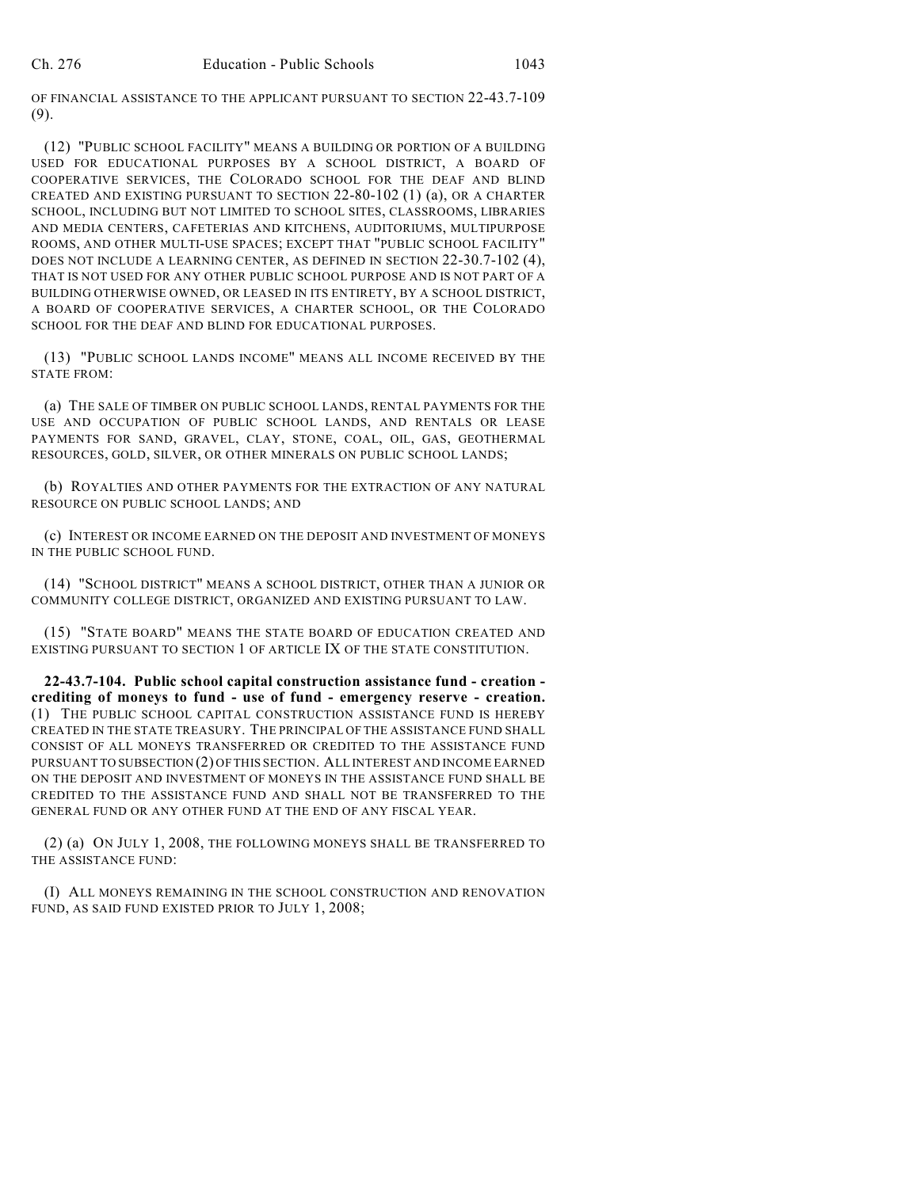OF FINANCIAL ASSISTANCE TO THE APPLICANT PURSUANT TO SECTION 22-43.7-109 (9).

(12) "PUBLIC SCHOOL FACILITY" MEANS A BUILDING OR PORTION OF A BUILDING USED FOR EDUCATIONAL PURPOSES BY A SCHOOL DISTRICT, A BOARD OF COOPERATIVE SERVICES, THE COLORADO SCHOOL FOR THE DEAF AND BLIND CREATED AND EXISTING PURSUANT TO SECTION 22-80-102 (1) (a), OR A CHARTER SCHOOL, INCLUDING BUT NOT LIMITED TO SCHOOL SITES, CLASSROOMS, LIBRARIES AND MEDIA CENTERS, CAFETERIAS AND KITCHENS, AUDITORIUMS, MULTIPURPOSE ROOMS, AND OTHER MULTI-USE SPACES; EXCEPT THAT "PUBLIC SCHOOL FACILITY" DOES NOT INCLUDE A LEARNING CENTER, AS DEFINED IN SECTION 22-30.7-102 (4), THAT IS NOT USED FOR ANY OTHER PUBLIC SCHOOL PURPOSE AND IS NOT PART OF A BUILDING OTHERWISE OWNED, OR LEASED IN ITS ENTIRETY, BY A SCHOOL DISTRICT, A BOARD OF COOPERATIVE SERVICES, A CHARTER SCHOOL, OR THE COLORADO SCHOOL FOR THE DEAF AND BLIND FOR EDUCATIONAL PURPOSES.

(13) "PUBLIC SCHOOL LANDS INCOME" MEANS ALL INCOME RECEIVED BY THE STATE FROM:

(a) THE SALE OF TIMBER ON PUBLIC SCHOOL LANDS, RENTAL PAYMENTS FOR THE USE AND OCCUPATION OF PUBLIC SCHOOL LANDS, AND RENTALS OR LEASE PAYMENTS FOR SAND, GRAVEL, CLAY, STONE, COAL, OIL, GAS, GEOTHERMAL RESOURCES, GOLD, SILVER, OR OTHER MINERALS ON PUBLIC SCHOOL LANDS;

(b) ROYALTIES AND OTHER PAYMENTS FOR THE EXTRACTION OF ANY NATURAL RESOURCE ON PUBLIC SCHOOL LANDS; AND

(c) INTEREST OR INCOME EARNED ON THE DEPOSIT AND INVESTMENT OF MONEYS IN THE PUBLIC SCHOOL FUND.

(14) "SCHOOL DISTRICT" MEANS A SCHOOL DISTRICT, OTHER THAN A JUNIOR OR COMMUNITY COLLEGE DISTRICT, ORGANIZED AND EXISTING PURSUANT TO LAW.

(15) "STATE BOARD" MEANS THE STATE BOARD OF EDUCATION CREATED AND EXISTING PURSUANT TO SECTION 1 OF ARTICLE IX OF THE STATE CONSTITUTION.

**22-43.7-104. Public school capital construction assistance fund - creation - crediting of moneys to fund - use of fund - emergency reserve - creation.** (1) THE PUBLIC SCHOOL CAPITAL CONSTRUCTION ASSISTANCE FUND IS HEREBY CREATED IN THE STATE TREASURY. THE PRINCIPAL OF THE ASSISTANCE FUND SHALL CONSIST OF ALL MONEYS TRANSFERRED OR CREDITED TO THE ASSISTANCE FUND PURSUANT TO SUBSECTION (2) OF THIS SECTION. ALL INTEREST AND INCOME EARNED ON THE DEPOSIT AND INVESTMENT OF MONEYS IN THE ASSISTANCE FUND SHALL BE CREDITED TO THE ASSISTANCE FUND AND SHALL NOT BE TRANSFERRED TO THE GENERAL FUND OR ANY OTHER FUND AT THE END OF ANY FISCAL YEAR.

(2) (a) ON JULY 1, 2008, THE FOLLOWING MONEYS SHALL BE TRANSFERRED TO THE ASSISTANCE FUND:

(I) ALL MONEYS REMAINING IN THE SCHOOL CONSTRUCTION AND RENOVATION FUND, AS SAID FUND EXISTED PRIOR TO JULY 1, 2008;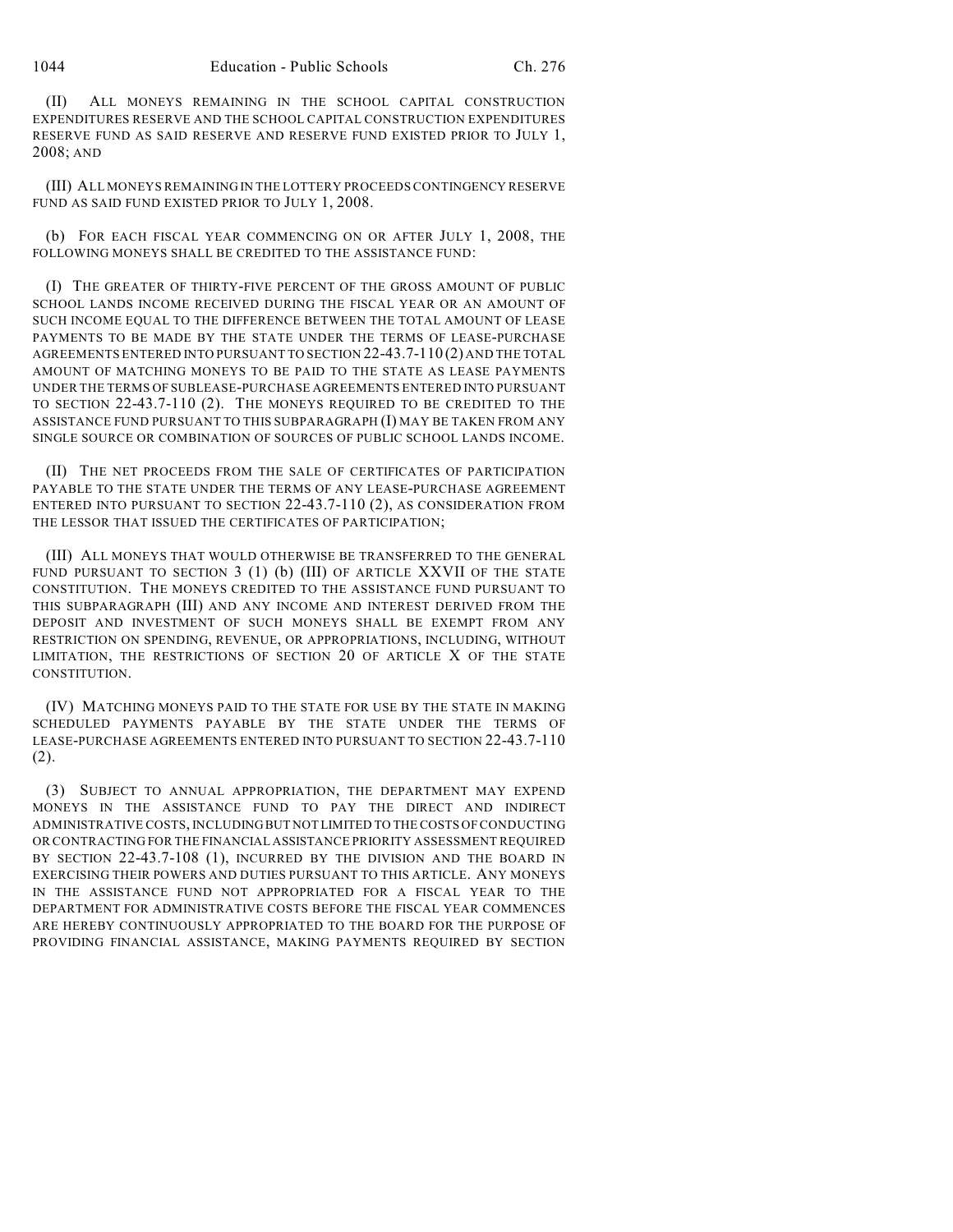(II) ALL MONEYS REMAINING IN THE SCHOOL CAPITAL CONSTRUCTION EXPENDITURES RESERVE AND THE SCHOOL CAPITAL CONSTRUCTION EXPENDITURES RESERVE FUND AS SAID RESERVE AND RESERVE FUND EXISTED PRIOR TO JULY 1, 2008; AND

(III) ALL MONEYS REMAINING IN THE LOTTERY PROCEEDS CONTINGENCY RESERVE FUND AS SAID FUND EXISTED PRIOR TO JULY 1, 2008.

(b) FOR EACH FISCAL YEAR COMMENCING ON OR AFTER JULY 1, 2008, THE FOLLOWING MONEYS SHALL BE CREDITED TO THE ASSISTANCE FUND:

(I) THE GREATER OF THIRTY-FIVE PERCENT OF THE GROSS AMOUNT OF PUBLIC SCHOOL LANDS INCOME RECEIVED DURING THE FISCAL YEAR OR AN AMOUNT OF SUCH INCOME EQUAL TO THE DIFFERENCE BETWEEN THE TOTAL AMOUNT OF LEASE PAYMENTS TO BE MADE BY THE STATE UNDER THE TERMS OF LEASE-PURCHASE AGREEMENTS ENTERED INTO PURSUANT TO SECTION 22-43.7-110 (2) AND THE TOTAL AMOUNT OF MATCHING MONEYS TO BE PAID TO THE STATE AS LEASE PAYMENTS UNDER THE TERMS OF SUBLEASE-PURCHASE AGREEMENTS ENTERED INTO PURSUANT TO SECTION 22-43.7-110 (2). THE MONEYS REQUIRED TO BE CREDITED TO THE ASSISTANCE FUND PURSUANT TO THIS SUBPARAGRAPH (I) MAY BE TAKEN FROM ANY SINGLE SOURCE OR COMBINATION OF SOURCES OF PUBLIC SCHOOL LANDS INCOME.

(II) THE NET PROCEEDS FROM THE SALE OF CERTIFICATES OF PARTICIPATION PAYABLE TO THE STATE UNDER THE TERMS OF ANY LEASE-PURCHASE AGREEMENT ENTERED INTO PURSUANT TO SECTION 22-43.7-110 (2), AS CONSIDERATION FROM THE LESSOR THAT ISSUED THE CERTIFICATES OF PARTICIPATION;

(III) ALL MONEYS THAT WOULD OTHERWISE BE TRANSFERRED TO THE GENERAL FUND PURSUANT TO SECTION 3 (1) (b) (III) OF ARTICLE XXVII OF THE STATE CONSTITUTION. THE MONEYS CREDITED TO THE ASSISTANCE FUND PURSUANT TO THIS SUBPARAGRAPH (III) AND ANY INCOME AND INTEREST DERIVED FROM THE DEPOSIT AND INVESTMENT OF SUCH MONEYS SHALL BE EXEMPT FROM ANY RESTRICTION ON SPENDING, REVENUE, OR APPROPRIATIONS, INCLUDING, WITHOUT LIMITATION, THE RESTRICTIONS OF SECTION 20 OF ARTICLE X OF THE STATE CONSTITUTION.

(IV) MATCHING MONEYS PAID TO THE STATE FOR USE BY THE STATE IN MAKING SCHEDULED PAYMENTS PAYABLE BY THE STATE UNDER THE TERMS OF LEASE-PURCHASE AGREEMENTS ENTERED INTO PURSUANT TO SECTION 22-43.7-110 (2).

(3) SUBJECT TO ANNUAL APPROPRIATION, THE DEPARTMENT MAY EXPEND MONEYS IN THE ASSISTANCE FUND TO PAY THE DIRECT AND INDIRECT ADMINISTRATIVE COSTS, INCLUDING BUT NOT LIMITED TO THE COSTS OF CONDUCTING OR CONTRACTING FOR THE FINANCIAL ASSISTANCE PRIORITY ASSESSMENT REQUIRED BY SECTION 22-43.7-108 (1), INCURRED BY THE DIVISION AND THE BOARD IN EXERCISING THEIR POWERS AND DUTIES PURSUANT TO THIS ARTICLE. ANY MONEYS IN THE ASSISTANCE FUND NOT APPROPRIATED FOR A FISCAL YEAR TO THE DEPARTMENT FOR ADMINISTRATIVE COSTS BEFORE THE FISCAL YEAR COMMENCES ARE HEREBY CONTINUOUSLY APPROPRIATED TO THE BOARD FOR THE PURPOSE OF PROVIDING FINANCIAL ASSISTANCE, MAKING PAYMENTS REQUIRED BY SECTION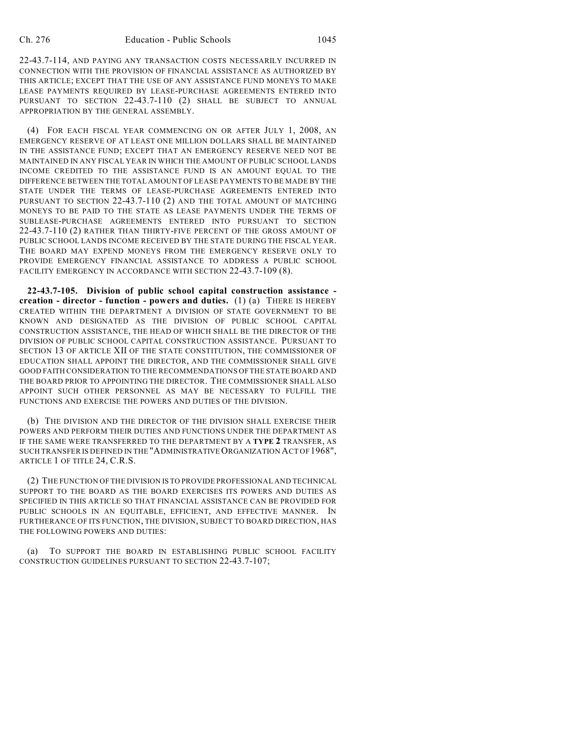22-43.7-114, AND PAYING ANY TRANSACTION COSTS NECESSARILY INCURRED IN CONNECTION WITH THE PROVISION OF FINANCIAL ASSISTANCE AS AUTHORIZED BY THIS ARTICLE; EXCEPT THAT THE USE OF ANY ASSISTANCE FUND MONEYS TO MAKE LEASE PAYMENTS REQUIRED BY LEASE-PURCHASE AGREEMENTS ENTERED INTO PURSUANT TO SECTION 22-43.7-110 (2) SHALL BE SUBJECT TO ANNUAL APPROPRIATION BY THE GENERAL ASSEMBLY.

(4) FOR EACH FISCAL YEAR COMMENCING ON OR AFTER JULY 1, 2008, AN EMERGENCY RESERVE OF AT LEAST ONE MILLION DOLLARS SHALL BE MAINTAINED IN THE ASSISTANCE FUND; EXCEPT THAT AN EMERGENCY RESERVE NEED NOT BE MAINTAINED IN ANY FISCAL YEAR IN WHICH THE AMOUNT OF PUBLIC SCHOOL LANDS INCOME CREDITED TO THE ASSISTANCE FUND IS AN AMOUNT EQUAL TO THE DIFFERENCE BETWEEN THE TOTAL AMOUNT OF LEASE PAYMENTS TO BE MADE BY THE STATE UNDER THE TERMS OF LEASE-PURCHASE AGREEMENTS ENTERED INTO PURSUANT TO SECTION 22-43.7-110 (2) AND THE TOTAL AMOUNT OF MATCHING MONEYS TO BE PAID TO THE STATE AS LEASE PAYMENTS UNDER THE TERMS OF SUBLEASE-PURCHASE AGREEMENTS ENTERED INTO PURSUANT TO SECTION 22-43.7-110 (2) RATHER THAN THIRTY-FIVE PERCENT OF THE GROSS AMOUNT OF PUBLIC SCHOOL LANDS INCOME RECEIVED BY THE STATE DURING THE FISCAL YEAR. THE BOARD MAY EXPEND MONEYS FROM THE EMERGENCY RESERVE ONLY TO PROVIDE EMERGENCY FINANCIAL ASSISTANCE TO ADDRESS A PUBLIC SCHOOL FACILITY EMERGENCY IN ACCORDANCE WITH SECTION 22-43.7-109 (8).

**22-43.7-105. Division of public school capital construction assistance - creation - director - function - powers and duties.** (1) (a) THERE IS HEREBY CREATED WITHIN THE DEPARTMENT A DIVISION OF STATE GOVERNMENT TO BE KNOWN AND DESIGNATED AS THE DIVISION OF PUBLIC SCHOOL CAPITAL CONSTRUCTION ASSISTANCE, THE HEAD OF WHICH SHALL BE THE DIRECTOR OF THE DIVISION OF PUBLIC SCHOOL CAPITAL CONSTRUCTION ASSISTANCE. PURSUANT TO SECTION 13 OF ARTICLE XII OF THE STATE CONSTITUTION, THE COMMISSIONER OF EDUCATION SHALL APPOINT THE DIRECTOR, AND THE COMMISSIONER SHALL GIVE GOOD FAITH CONSIDERATION TO THE RECOMMENDATIONS OF THE STATE BOARD AND THE BOARD PRIOR TO APPOINTING THE DIRECTOR. THE COMMISSIONER SHALL ALSO APPOINT SUCH OTHER PERSONNEL AS MAY BE NECESSARY TO FULFILL THE FUNCTIONS AND EXERCISE THE POWERS AND DUTIES OF THE DIVISION.

(b) THE DIVISION AND THE DIRECTOR OF THE DIVISION SHALL EXERCISE THEIR POWERS AND PERFORM THEIR DUTIES AND FUNCTIONS UNDER THE DEPARTMENT AS IF THE SAME WERE TRANSFERRED TO THE DEPARTMENT BY A **TYPE 2** TRANSFER, AS SUCH TRANSFER IS DEFINED IN THE "ADMINISTRATIVE ORGANIZATION ACT OF 1968", ARTICLE 1 OF TITLE 24, C.R.S.

(2) THE FUNCTION OF THE DIVISION IS TO PROVIDE PROFESSIONAL AND TECHNICAL SUPPORT TO THE BOARD AS THE BOARD EXERCISES ITS POWERS AND DUTIES AS SPECIFIED IN THIS ARTICLE SO THAT FINANCIAL ASSISTANCE CAN BE PROVIDED FOR PUBLIC SCHOOLS IN AN EQUITABLE, EFFICIENT, AND EFFECTIVE MANNER. IN FURTHERANCE OF ITS FUNCTION, THE DIVISION, SUBJECT TO BOARD DIRECTION, HAS THE FOLLOWING POWERS AND DUTIES:

(a) TO SUPPORT THE BOARD IN ESTABLISHING PUBLIC SCHOOL FACILITY CONSTRUCTION GUIDELINES PURSUANT TO SECTION 22-43.7-107;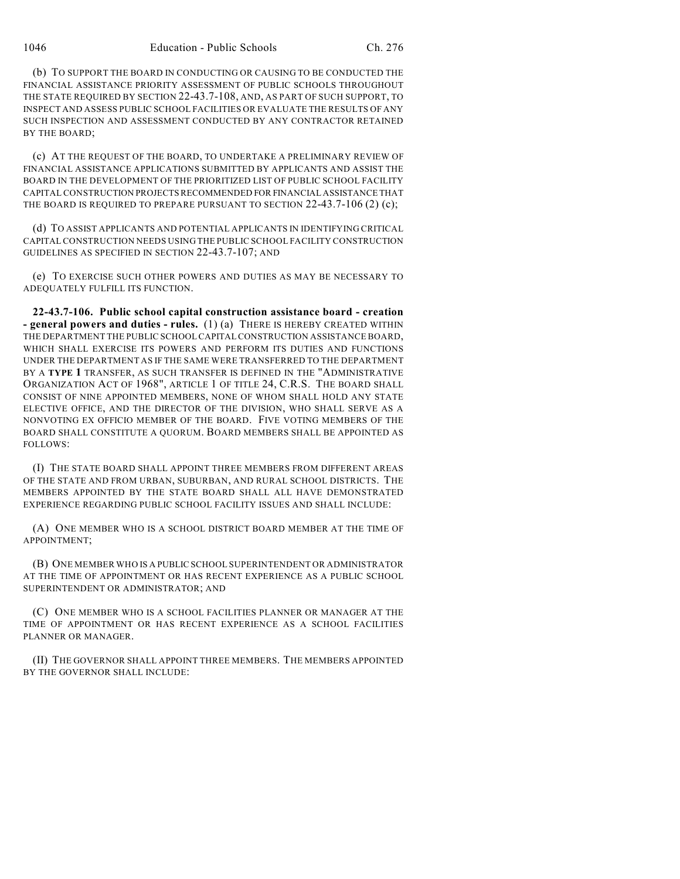(b) TO SUPPORT THE BOARD IN CONDUCTING OR CAUSING TO BE CONDUCTED THE FINANCIAL ASSISTANCE PRIORITY ASSESSMENT OF PUBLIC SCHOOLS THROUGHOUT THE STATE REQUIRED BY SECTION 22-43.7-108, AND, AS PART OF SUCH SUPPORT, TO INSPECT AND ASSESS PUBLIC SCHOOL FACILITIES OR EVALUATE THE RESULTS OF ANY SUCH INSPECTION AND ASSESSMENT CONDUCTED BY ANY CONTRACTOR RETAINED BY THE BOARD;

(c) AT THE REQUEST OF THE BOARD, TO UNDERTAKE A PRELIMINARY REVIEW OF FINANCIAL ASSISTANCE APPLICATIONS SUBMITTED BY APPLICANTS AND ASSIST THE BOARD IN THE DEVELOPMENT OF THE PRIORITIZED LIST OF PUBLIC SCHOOL FACILITY CAPITAL CONSTRUCTION PROJECTS RECOMMENDED FOR FINANCIAL ASSISTANCE THAT THE BOARD IS REQUIRED TO PREPARE PURSUANT TO SECTION 22-43.7-106 (2) (c);

(d) TO ASSIST APPLICANTS AND POTENTIAL APPLICANTS IN IDENTIFYING CRITICAL CAPITAL CONSTRUCTION NEEDS USING THE PUBLIC SCHOOL FACILITY CONSTRUCTION GUIDELINES AS SPECIFIED IN SECTION 22-43.7-107; AND

(e) TO EXERCISE SUCH OTHER POWERS AND DUTIES AS MAY BE NECESSARY TO ADEQUATELY FULFILL ITS FUNCTION.

**22-43.7-106. Public school capital construction assistance board - creation - general powers and duties - rules.** (1) (a) THERE IS HEREBY CREATED WITHIN THE DEPARTMENT THE PUBLIC SCHOOL CAPITAL CONSTRUCTION ASSISTANCE BOARD, WHICH SHALL EXERCISE ITS POWERS AND PERFORM ITS DUTIES AND FUNCTIONS UNDER THE DEPARTMENT AS IF THE SAME WERE TRANSFERRED TO THE DEPARTMENT BY A **TYPE 1** TRANSFER, AS SUCH TRANSFER IS DEFINED IN THE "ADMINISTRATIVE ORGANIZATION ACT OF 1968", ARTICLE 1 OF TITLE 24, C.R.S. THE BOARD SHALL CONSIST OF NINE APPOINTED MEMBERS, NONE OF WHOM SHALL HOLD ANY STATE ELECTIVE OFFICE, AND THE DIRECTOR OF THE DIVISION, WHO SHALL SERVE AS A NONVOTING EX OFFICIO MEMBER OF THE BOARD. FIVE VOTING MEMBERS OF THE BOARD SHALL CONSTITUTE A QUORUM. BOARD MEMBERS SHALL BE APPOINTED AS FOLLOWS:

(I) THE STATE BOARD SHALL APPOINT THREE MEMBERS FROM DIFFERENT AREAS OF THE STATE AND FROM URBAN, SUBURBAN, AND RURAL SCHOOL DISTRICTS. THE MEMBERS APPOINTED BY THE STATE BOARD SHALL ALL HAVE DEMONSTRATED EXPERIENCE REGARDING PUBLIC SCHOOL FACILITY ISSUES AND SHALL INCLUDE:

(A) ONE MEMBER WHO IS A SCHOOL DISTRICT BOARD MEMBER AT THE TIME OF APPOINTMENT;

(B) ONE MEMBER WHO IS A PUBLIC SCHOOL SUPERINTENDENT OR ADMINISTRATOR AT THE TIME OF APPOINTMENT OR HAS RECENT EXPERIENCE AS A PUBLIC SCHOOL SUPERINTENDENT OR ADMINISTRATOR; AND

(C) ONE MEMBER WHO IS A SCHOOL FACILITIES PLANNER OR MANAGER AT THE TIME OF APPOINTMENT OR HAS RECENT EXPERIENCE AS A SCHOOL FACILITIES PLANNER OR MANAGER.

(II) THE GOVERNOR SHALL APPOINT THREE MEMBERS. THE MEMBERS APPOINTED BY THE GOVERNOR SHALL INCLUDE: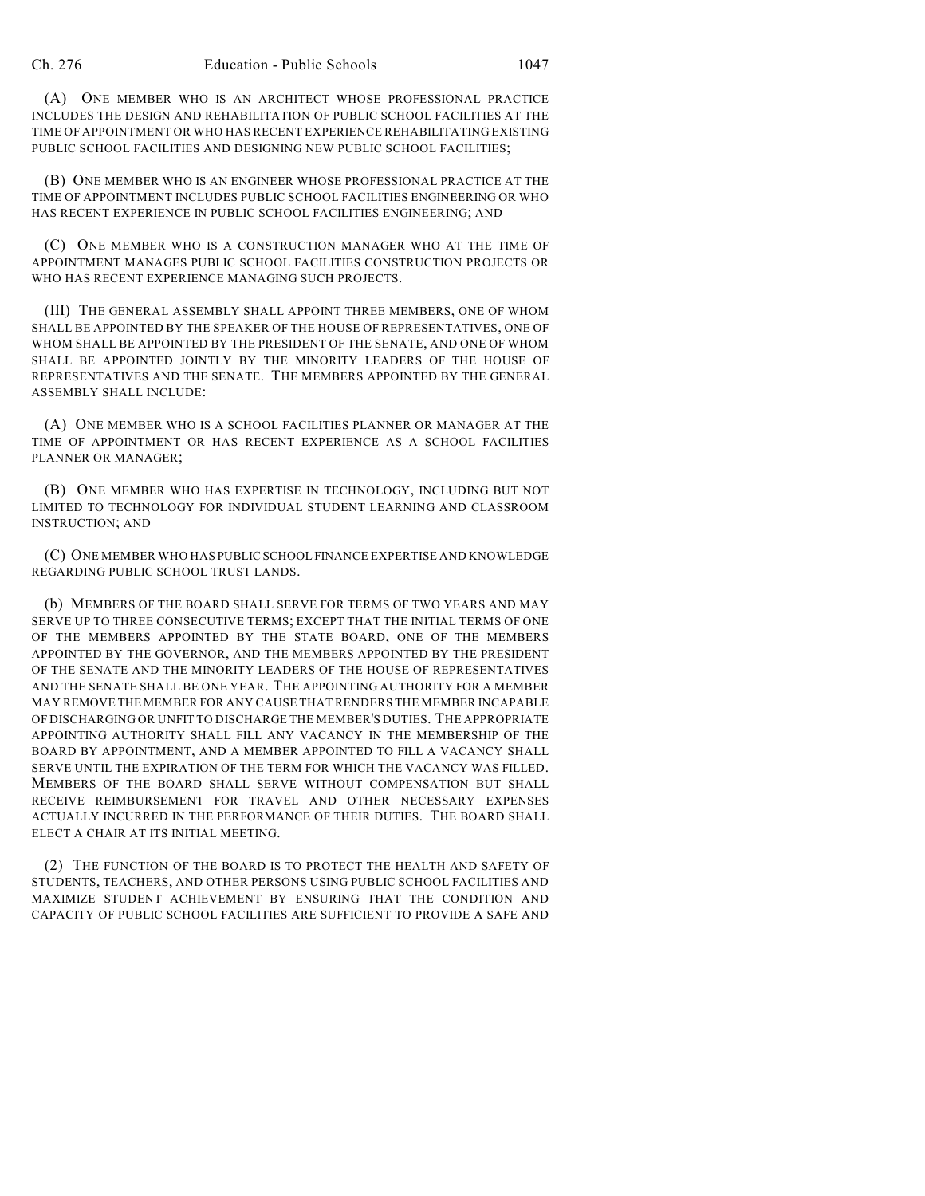(A) ONE MEMBER WHO IS AN ARCHITECT WHOSE PROFESSIONAL PRACTICE INCLUDES THE DESIGN AND REHABILITATION OF PUBLIC SCHOOL FACILITIES AT THE TIME OF APPOINTMENT OR WHO HAS RECENT EXPERIENCE REHABILITATING EXISTING PUBLIC SCHOOL FACILITIES AND DESIGNING NEW PUBLIC SCHOOL FACILITIES;

(B) ONE MEMBER WHO IS AN ENGINEER WHOSE PROFESSIONAL PRACTICE AT THE TIME OF APPOINTMENT INCLUDES PUBLIC SCHOOL FACILITIES ENGINEERING OR WHO HAS RECENT EXPERIENCE IN PUBLIC SCHOOL FACILITIES ENGINEERING; AND

(C) ONE MEMBER WHO IS A CONSTRUCTION MANAGER WHO AT THE TIME OF APPOINTMENT MANAGES PUBLIC SCHOOL FACILITIES CONSTRUCTION PROJECTS OR WHO HAS RECENT EXPERIENCE MANAGING SUCH PROJECTS.

(III) THE GENERAL ASSEMBLY SHALL APPOINT THREE MEMBERS, ONE OF WHOM SHALL BE APPOINTED BY THE SPEAKER OF THE HOUSE OF REPRESENTATIVES, ONE OF WHOM SHALL BE APPOINTED BY THE PRESIDENT OF THE SENATE, AND ONE OF WHOM SHALL BE APPOINTED JOINTLY BY THE MINORITY LEADERS OF THE HOUSE OF REPRESENTATIVES AND THE SENATE. THE MEMBERS APPOINTED BY THE GENERAL ASSEMBLY SHALL INCLUDE:

(A) ONE MEMBER WHO IS A SCHOOL FACILITIES PLANNER OR MANAGER AT THE TIME OF APPOINTMENT OR HAS RECENT EXPERIENCE AS A SCHOOL FACILITIES PLANNER OR MANAGER;

(B) ONE MEMBER WHO HAS EXPERTISE IN TECHNOLOGY, INCLUDING BUT NOT LIMITED TO TECHNOLOGY FOR INDIVIDUAL STUDENT LEARNING AND CLASSROOM INSTRUCTION; AND

(C) ONE MEMBER WHO HAS PUBLIC SCHOOL FINANCE EXPERTISE AND KNOWLEDGE REGARDING PUBLIC SCHOOL TRUST LANDS.

(b) MEMBERS OF THE BOARD SHALL SERVE FOR TERMS OF TWO YEARS AND MAY SERVE UP TO THREE CONSECUTIVE TERMS; EXCEPT THAT THE INITIAL TERMS OF ONE OF THE MEMBERS APPOINTED BY THE STATE BOARD, ONE OF THE MEMBERS APPOINTED BY THE GOVERNOR, AND THE MEMBERS APPOINTED BY THE PRESIDENT OF THE SENATE AND THE MINORITY LEADERS OF THE HOUSE OF REPRESENTATIVES AND THE SENATE SHALL BE ONE YEAR. THE APPOINTING AUTHORITY FOR A MEMBER MAY REMOVE THE MEMBER FOR ANY CAUSE THAT RENDERS THE MEMBER INCAPABLE OF DISCHARGING OR UNFIT TO DISCHARGE THE MEMBER'S DUTIES. THE APPROPRIATE APPOINTING AUTHORITY SHALL FILL ANY VACANCY IN THE MEMBERSHIP OF THE BOARD BY APPOINTMENT, AND A MEMBER APPOINTED TO FILL A VACANCY SHALL SERVE UNTIL THE EXPIRATION OF THE TERM FOR WHICH THE VACANCY WAS FILLED. MEMBERS OF THE BOARD SHALL SERVE WITHOUT COMPENSATION BUT SHALL RECEIVE REIMBURSEMENT FOR TRAVEL AND OTHER NECESSARY EXPENSES ACTUALLY INCURRED IN THE PERFORMANCE OF THEIR DUTIES. THE BOARD SHALL ELECT A CHAIR AT ITS INITIAL MEETING.

(2) THE FUNCTION OF THE BOARD IS TO PROTECT THE HEALTH AND SAFETY OF STUDENTS, TEACHERS, AND OTHER PERSONS USING PUBLIC SCHOOL FACILITIES AND MAXIMIZE STUDENT ACHIEVEMENT BY ENSURING THAT THE CONDITION AND CAPACITY OF PUBLIC SCHOOL FACILITIES ARE SUFFICIENT TO PROVIDE A SAFE AND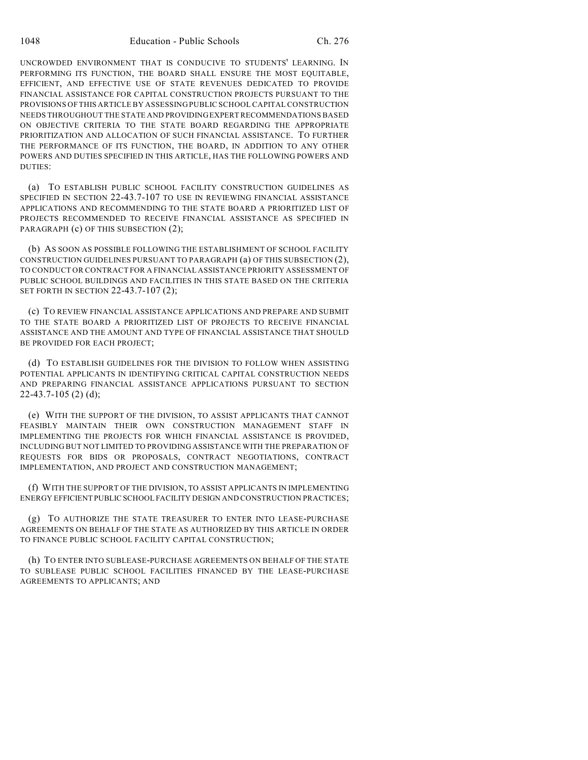UNCROWDED ENVIRONMENT THAT IS CONDUCIVE TO STUDENTS' LEARNING. IN PERFORMING ITS FUNCTION, THE BOARD SHALL ENSURE THE MOST EQUITABLE, EFFICIENT, AND EFFECTIVE USE OF STATE REVENUES DEDICATED TO PROVIDE FINANCIAL ASSISTANCE FOR CAPITAL CONSTRUCTION PROJECTS PURSUANT TO THE PROVISIONS OF THIS ARTICLE BY ASSESSING PUBLIC SCHOOL CAPITAL CONSTRUCTION NEEDS THROUGHOUT THE STATE AND PROVIDING EXPERT RECOMMENDATIONS BASED ON OBJECTIVE CRITERIA TO THE STATE BOARD REGARDING THE APPROPRIATE PRIORITIZATION AND ALLOCATION OF SUCH FINANCIAL ASSISTANCE. TO FURTHER THE PERFORMANCE OF ITS FUNCTION, THE BOARD, IN ADDITION TO ANY OTHER POWERS AND DUTIES SPECIFIED IN THIS ARTICLE, HAS THE FOLLOWING POWERS AND DUTIES:

(a) TO ESTABLISH PUBLIC SCHOOL FACILITY CONSTRUCTION GUIDELINES AS SPECIFIED IN SECTION 22-43.7-107 TO USE IN REVIEWING FINANCIAL ASSISTANCE APPLICATIONS AND RECOMMENDING TO THE STATE BOARD A PRIORITIZED LIST OF PROJECTS RECOMMENDED TO RECEIVE FINANCIAL ASSISTANCE AS SPECIFIED IN PARAGRAPH (c) OF THIS SUBSECTION (2);

(b) AS SOON AS POSSIBLE FOLLOWING THE ESTABLISHMENT OF SCHOOL FACILITY CONSTRUCTION GUIDELINES PURSUANT TO PARAGRAPH (a) OF THIS SUBSECTION (2), TO CONDUCT OR CONTRACT FOR A FINANCIAL ASSISTANCE PRIORITY ASSESSMENT OF PUBLIC SCHOOL BUILDINGS AND FACILITIES IN THIS STATE BASED ON THE CRITERIA SET FORTH IN SECTION 22-43.7-107 (2);

(c) TO REVIEW FINANCIAL ASSISTANCE APPLICATIONS AND PREPARE AND SUBMIT TO THE STATE BOARD A PRIORITIZED LIST OF PROJECTS TO RECEIVE FINANCIAL ASSISTANCE AND THE AMOUNT AND TYPE OF FINANCIAL ASSISTANCE THAT SHOULD BE PROVIDED FOR EACH PROJECT;

(d) TO ESTABLISH GUIDELINES FOR THE DIVISION TO FOLLOW WHEN ASSISTING POTENTIAL APPLICANTS IN IDENTIFYING CRITICAL CAPITAL CONSTRUCTION NEEDS AND PREPARING FINANCIAL ASSISTANCE APPLICATIONS PURSUANT TO SECTION 22-43.7-105 (2) (d);

(e) WITH THE SUPPORT OF THE DIVISION, TO ASSIST APPLICANTS THAT CANNOT FEASIBLY MAINTAIN THEIR OWN CONSTRUCTION MANAGEMENT STAFF IN IMPLEMENTING THE PROJECTS FOR WHICH FINANCIAL ASSISTANCE IS PROVIDED, INCLUDING BUT NOT LIMITED TO PROVIDING ASSISTANCE WITH THE PREPARATION OF REQUESTS FOR BIDS OR PROPOSALS, CONTRACT NEGOTIATIONS, CONTRACT IMPLEMENTATION, AND PROJECT AND CONSTRUCTION MANAGEMENT;

(f) WITH THE SUPPORT OF THE DIVISION, TO ASSIST APPLICANTS IN IMPLEMENTING ENERGY EFFICIENT PUBLIC SCHOOL FACILITY DESIGN AND CONSTRUCTION PRACTICES;

(g) TO AUTHORIZE THE STATE TREASURER TO ENTER INTO LEASE-PURCHASE AGREEMENTS ON BEHALF OF THE STATE AS AUTHORIZED BY THIS ARTICLE IN ORDER TO FINANCE PUBLIC SCHOOL FACILITY CAPITAL CONSTRUCTION;

(h) TO ENTER INTO SUBLEASE-PURCHASE AGREEMENTS ON BEHALF OF THE STATE TO SUBLEASE PUBLIC SCHOOL FACILITIES FINANCED BY THE LEASE-PURCHASE AGREEMENTS TO APPLICANTS; AND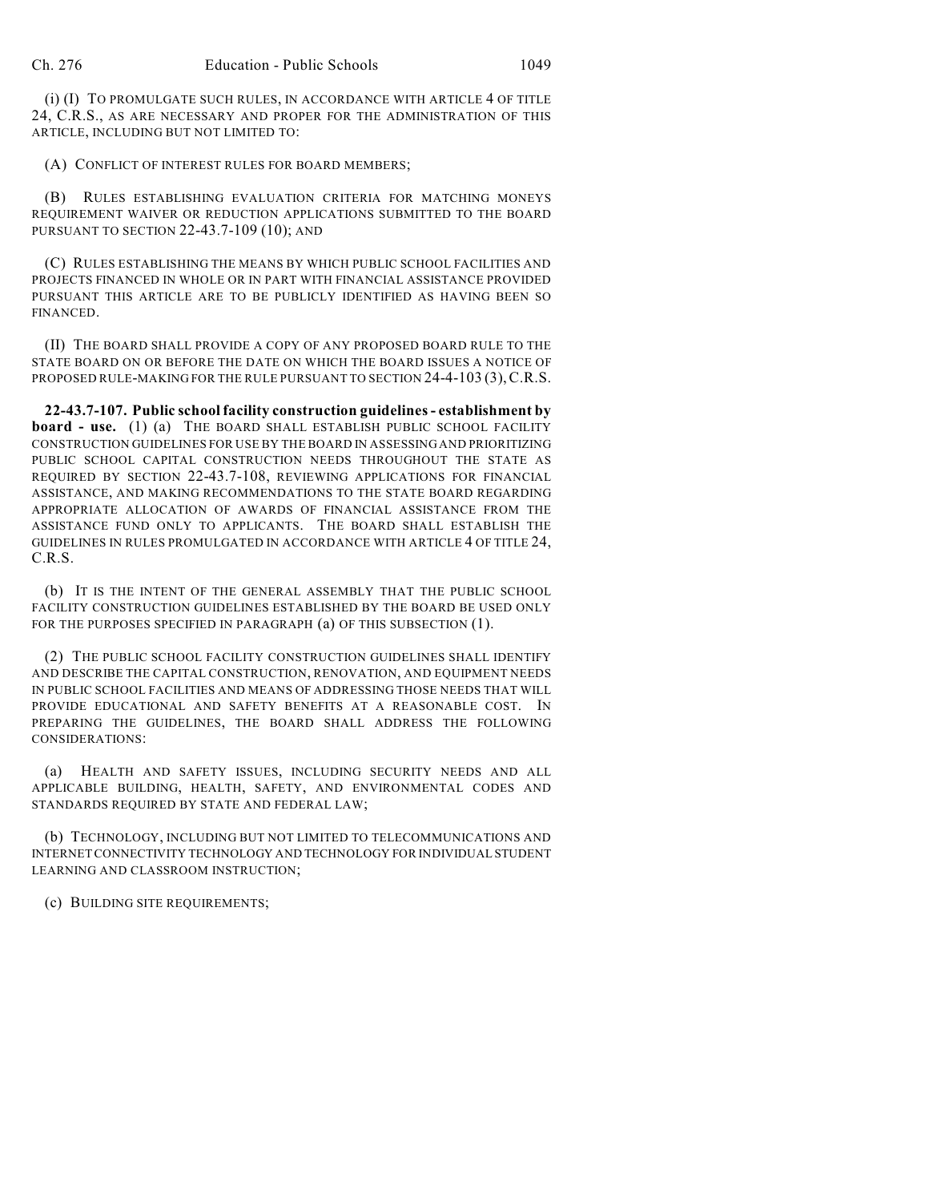(i) (I) TO PROMULGATE SUCH RULES, IN ACCORDANCE WITH ARTICLE 4 OF TITLE 24, C.R.S., AS ARE NECESSARY AND PROPER FOR THE ADMINISTRATION OF THIS ARTICLE, INCLUDING BUT NOT LIMITED TO:

(A) CONFLICT OF INTEREST RULES FOR BOARD MEMBERS;

(B) RULES ESTABLISHING EVALUATION CRITERIA FOR MATCHING MONEYS REQUIREMENT WAIVER OR REDUCTION APPLICATIONS SUBMITTED TO THE BOARD PURSUANT TO SECTION 22-43.7-109 (10); AND

(C) RULES ESTABLISHING THE MEANS BY WHICH PUBLIC SCHOOL FACILITIES AND PROJECTS FINANCED IN WHOLE OR IN PART WITH FINANCIAL ASSISTANCE PROVIDED PURSUANT THIS ARTICLE ARE TO BE PUBLICLY IDENTIFIED AS HAVING BEEN SO FINANCED.

(II) THE BOARD SHALL PROVIDE A COPY OF ANY PROPOSED BOARD RULE TO THE STATE BOARD ON OR BEFORE THE DATE ON WHICH THE BOARD ISSUES A NOTICE OF PROPOSED RULE-MAKING FOR THE RULE PURSUANT TO SECTION 24-4-103 (3), C.R.S.

**22-43.7-107. Public school facility construction guidelines - establishment by board - use.** (1) (a) THE BOARD SHALL ESTABLISH PUBLIC SCHOOL FACILITY CONSTRUCTION GUIDELINES FOR USE BY THE BOARD IN ASSESSING AND PRIORITIZING PUBLIC SCHOOL CAPITAL CONSTRUCTION NEEDS THROUGHOUT THE STATE AS REQUIRED BY SECTION 22-43.7-108, REVIEWING APPLICATIONS FOR FINANCIAL ASSISTANCE, AND MAKING RECOMMENDATIONS TO THE STATE BOARD REGARDING APPROPRIATE ALLOCATION OF AWARDS OF FINANCIAL ASSISTANCE FROM THE ASSISTANCE FUND ONLY TO APPLICANTS. THE BOARD SHALL ESTABLISH THE GUIDELINES IN RULES PROMULGATED IN ACCORDANCE WITH ARTICLE 4 OF TITLE 24, C.R.S.

(b) IT IS THE INTENT OF THE GENERAL ASSEMBLY THAT THE PUBLIC SCHOOL FACILITY CONSTRUCTION GUIDELINES ESTABLISHED BY THE BOARD BE USED ONLY FOR THE PURPOSES SPECIFIED IN PARAGRAPH (a) OF THIS SUBSECTION (1).

(2) THE PUBLIC SCHOOL FACILITY CONSTRUCTION GUIDELINES SHALL IDENTIFY AND DESCRIBE THE CAPITAL CONSTRUCTION, RENOVATION, AND EQUIPMENT NEEDS IN PUBLIC SCHOOL FACILITIES AND MEANS OF ADDRESSING THOSE NEEDS THAT WILL PROVIDE EDUCATIONAL AND SAFETY BENEFITS AT A REASONABLE COST. IN PREPARING THE GUIDELINES, THE BOARD SHALL ADDRESS THE FOLLOWING CONSIDERATIONS:

(a) HEALTH AND SAFETY ISSUES, INCLUDING SECURITY NEEDS AND ALL APPLICABLE BUILDING, HEALTH, SAFETY, AND ENVIRONMENTAL CODES AND STANDARDS REQUIRED BY STATE AND FEDERAL LAW;

(b) TECHNOLOGY, INCLUDING BUT NOT LIMITED TO TELECOMMUNICATIONS AND INTERNET CONNECTIVITY TECHNOLOGY AND TECHNOLOGY FOR INDIVIDUAL STUDENT LEARNING AND CLASSROOM INSTRUCTION;

(c) BUILDING SITE REQUIREMENTS;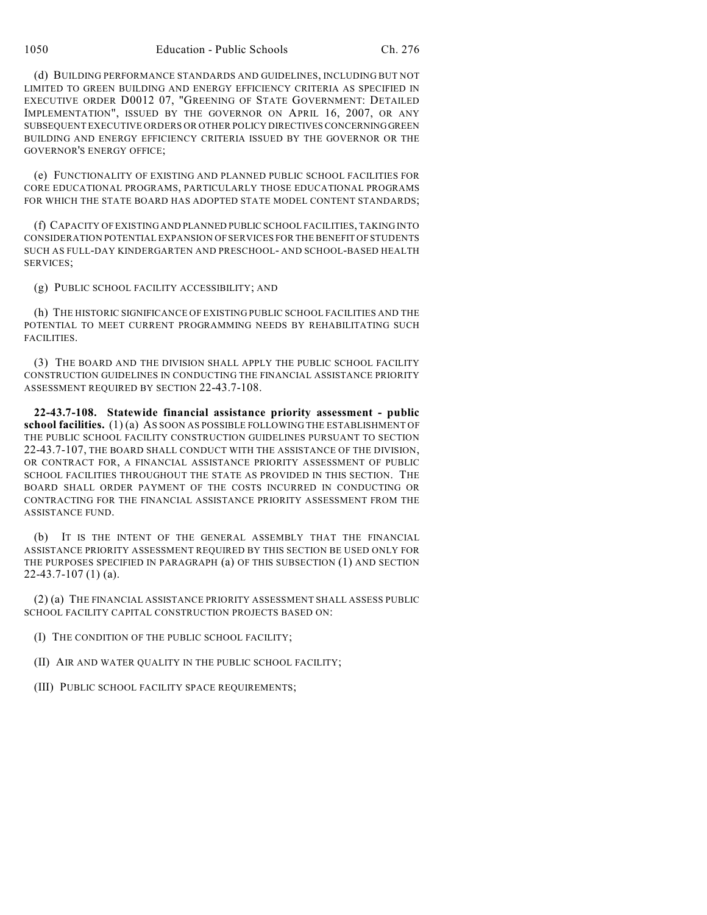(d) BUILDING PERFORMANCE STANDARDS AND GUIDELINES, INCLUDING BUT NOT LIMITED TO GREEN BUILDING AND ENERGY EFFICIENCY CRITERIA AS SPECIFIED IN EXECUTIVE ORDER D0012 07, "GREENING OF STATE GOVERNMENT: DETAILED IMPLEMENTATION", ISSUED BY THE GOVERNOR ON APRIL 16, 2007, OR ANY SUBSEQUENT EXECUTIVE ORDERS OR OTHER POLICY DIRECTIVES CONCERNING GREEN BUILDING AND ENERGY EFFICIENCY CRITERIA ISSUED BY THE GOVERNOR OR THE GOVERNOR'S ENERGY OFFICE;

(e) FUNCTIONALITY OF EXISTING AND PLANNED PUBLIC SCHOOL FACILITIES FOR CORE EDUCATIONAL PROGRAMS, PARTICULARLY THOSE EDUCATIONAL PROGRAMS FOR WHICH THE STATE BOARD HAS ADOPTED STATE MODEL CONTENT STANDARDS;

(f) CAPACITY OF EXISTING AND PLANNED PUBLIC SCHOOL FACILITIES, TAKING INTO CONSIDERATION POTENTIAL EXPANSION OF SERVICES FOR THE BENEFIT OF STUDENTS SUCH AS FULL-DAY KINDERGARTEN AND PRESCHOOL- AND SCHOOL-BASED HEALTH SERVICES;

(g) PUBLIC SCHOOL FACILITY ACCESSIBILITY; AND

(h) THE HISTORIC SIGNIFICANCE OF EXISTING PUBLIC SCHOOL FACILITIES AND THE POTENTIAL TO MEET CURRENT PROGRAMMING NEEDS BY REHABILITATING SUCH FACILITIES.

(3) THE BOARD AND THE DIVISION SHALL APPLY THE PUBLIC SCHOOL FACILITY CONSTRUCTION GUIDELINES IN CONDUCTING THE FINANCIAL ASSISTANCE PRIORITY ASSESSMENT REQUIRED BY SECTION 22-43.7-108.

**22-43.7-108. Statewide financial assistance priority assessment - public school facilities.** (1) (a) AS SOON AS POSSIBLE FOLLOWING THE ESTABLISHMENT OF THE PUBLIC SCHOOL FACILITY CONSTRUCTION GUIDELINES PURSUANT TO SECTION 22-43.7-107, THE BOARD SHALL CONDUCT WITH THE ASSISTANCE OF THE DIVISION, OR CONTRACT FOR, A FINANCIAL ASSISTANCE PRIORITY ASSESSMENT OF PUBLIC SCHOOL FACILITIES THROUGHOUT THE STATE AS PROVIDED IN THIS SECTION. THE BOARD SHALL ORDER PAYMENT OF THE COSTS INCURRED IN CONDUCTING OR CONTRACTING FOR THE FINANCIAL ASSISTANCE PRIORITY ASSESSMENT FROM THE ASSISTANCE FUND.

(b) IT IS THE INTENT OF THE GENERAL ASSEMBLY THAT THE FINANCIAL ASSISTANCE PRIORITY ASSESSMENT REQUIRED BY THIS SECTION BE USED ONLY FOR THE PURPOSES SPECIFIED IN PARAGRAPH (a) OF THIS SUBSECTION (1) AND SECTION 22-43.7-107 (1) (a).

(2) (a) THE FINANCIAL ASSISTANCE PRIORITY ASSESSMENT SHALL ASSESS PUBLIC SCHOOL FACILITY CAPITAL CONSTRUCTION PROJECTS BASED ON:

(I) THE CONDITION OF THE PUBLIC SCHOOL FACILITY;

(II) AIR AND WATER QUALITY IN THE PUBLIC SCHOOL FACILITY;

(III) PUBLIC SCHOOL FACILITY SPACE REQUIREMENTS;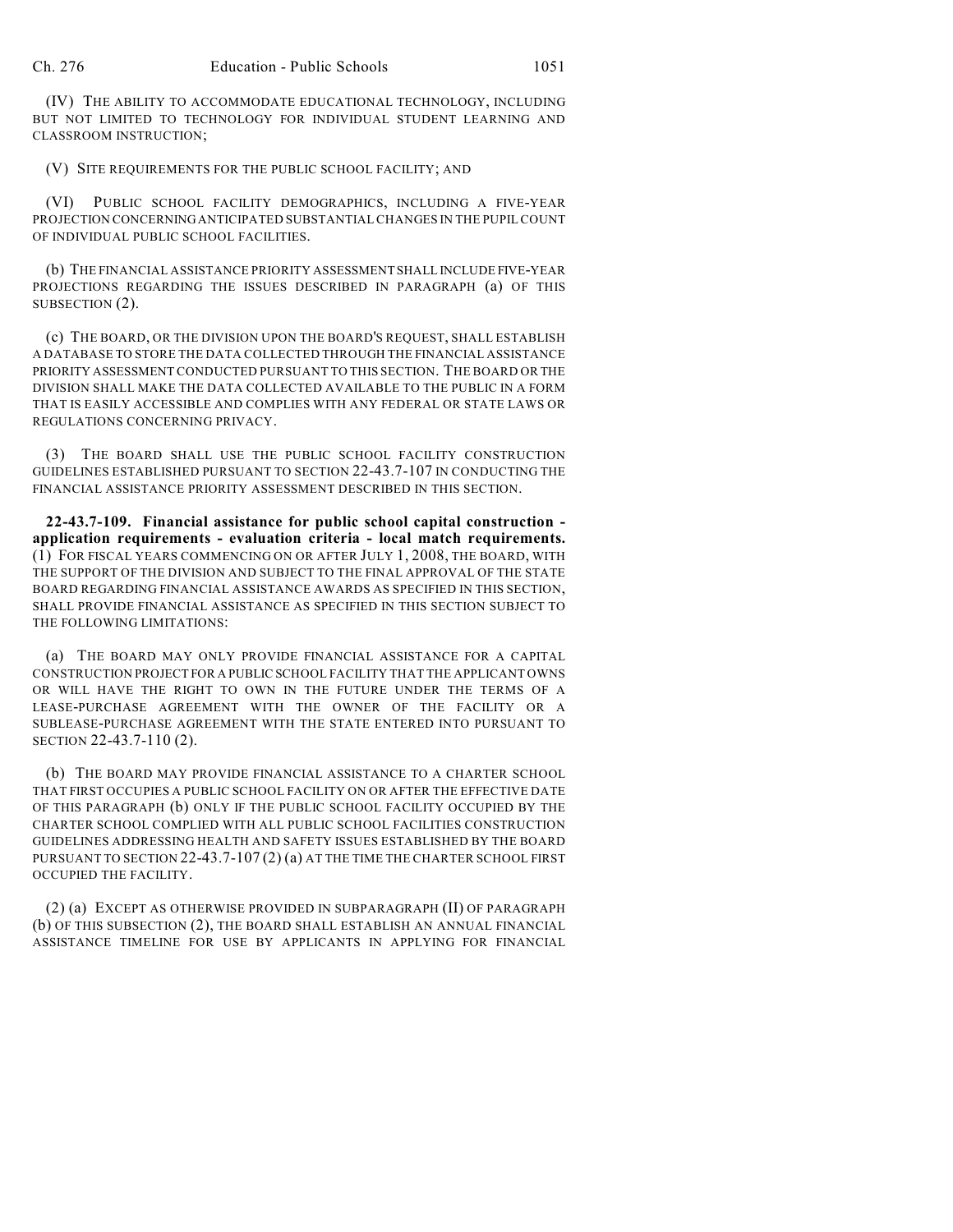(IV) THE ABILITY TO ACCOMMODATE EDUCATIONAL TECHNOLOGY, INCLUDING BUT NOT LIMITED TO TECHNOLOGY FOR INDIVIDUAL STUDENT LEARNING AND CLASSROOM INSTRUCTION;

(V) SITE REQUIREMENTS FOR THE PUBLIC SCHOOL FACILITY; AND

(VI) PUBLIC SCHOOL FACILITY DEMOGRAPHICS, INCLUDING A FIVE-YEAR PROJECTION CONCERNING ANTICIPATED SUBSTANTIAL CHANGES IN THE PUPIL COUNT OF INDIVIDUAL PUBLIC SCHOOL FACILITIES.

(b) THE FINANCIAL ASSISTANCE PRIORITY ASSESSMENT SHALL INCLUDE FIVE-YEAR PROJECTIONS REGARDING THE ISSUES DESCRIBED IN PARAGRAPH (a) OF THIS SUBSECTION (2).

(c) THE BOARD, OR THE DIVISION UPON THE BOARD'S REQUEST, SHALL ESTABLISH A DATABASE TO STORE THE DATA COLLECTED THROUGH THE FINANCIAL ASSISTANCE PRIORITY ASSESSMENT CONDUCTED PURSUANT TO THIS SECTION. THE BOARD OR THE DIVISION SHALL MAKE THE DATA COLLECTED AVAILABLE TO THE PUBLIC IN A FORM THAT IS EASILY ACCESSIBLE AND COMPLIES WITH ANY FEDERAL OR STATE LAWS OR REGULATIONS CONCERNING PRIVACY.

(3) THE BOARD SHALL USE THE PUBLIC SCHOOL FACILITY CONSTRUCTION GUIDELINES ESTABLISHED PURSUANT TO SECTION 22-43.7-107 IN CONDUCTING THE FINANCIAL ASSISTANCE PRIORITY ASSESSMENT DESCRIBED IN THIS SECTION.

**22-43.7-109. Financial assistance for public school capital construction - application requirements - evaluation criteria - local match requirements.** (1) FOR FISCAL YEARS COMMENCING ON OR AFTER JULY 1, 2008, THE BOARD, WITH THE SUPPORT OF THE DIVISION AND SUBJECT TO THE FINAL APPROVAL OF THE STATE BOARD REGARDING FINANCIAL ASSISTANCE AWARDS AS SPECIFIED IN THIS SECTION, SHALL PROVIDE FINANCIAL ASSISTANCE AS SPECIFIED IN THIS SECTION SUBJECT TO THE FOLLOWING LIMITATIONS:

(a) THE BOARD MAY ONLY PROVIDE FINANCIAL ASSISTANCE FOR A CAPITAL CONSTRUCTION PROJECT FOR A PUBLIC SCHOOL FACILITY THAT THE APPLICANT OWNS OR WILL HAVE THE RIGHT TO OWN IN THE FUTURE UNDER THE TERMS OF A LEASE-PURCHASE AGREEMENT WITH THE OWNER OF THE FACILITY OR A SUBLEASE-PURCHASE AGREEMENT WITH THE STATE ENTERED INTO PURSUANT TO SECTION 22-43.7-110 (2).

(b) THE BOARD MAY PROVIDE FINANCIAL ASSISTANCE TO A CHARTER SCHOOL THAT FIRST OCCUPIES A PUBLIC SCHOOL FACILITY ON OR AFTER THE EFFECTIVE DATE OF THIS PARAGRAPH (b) ONLY IF THE PUBLIC SCHOOL FACILITY OCCUPIED BY THE CHARTER SCHOOL COMPLIED WITH ALL PUBLIC SCHOOL FACILITIES CONSTRUCTION GUIDELINES ADDRESSING HEALTH AND SAFETY ISSUES ESTABLISHED BY THE BOARD PURSUANT TO SECTION 22-43.7-107 (2) (a) AT THE TIME THE CHARTER SCHOOL FIRST OCCUPIED THE FACILITY.

(2) (a) EXCEPT AS OTHERWISE PROVIDED IN SUBPARAGRAPH (II) OF PARAGRAPH (b) OF THIS SUBSECTION (2), THE BOARD SHALL ESTABLISH AN ANNUAL FINANCIAL ASSISTANCE TIMELINE FOR USE BY APPLICANTS IN APPLYING FOR FINANCIAL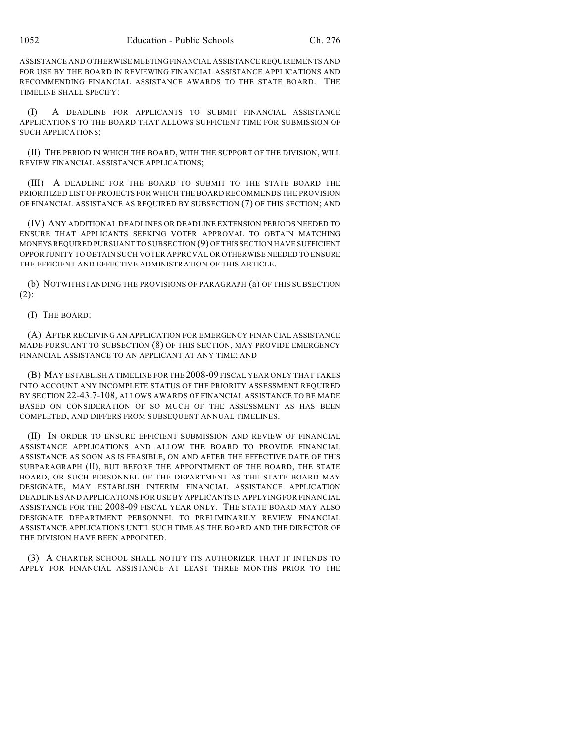ASSISTANCE AND OTHERWISE MEETING FINANCIAL ASSISTANCE REQUIREMENTS AND FOR USE BY THE BOARD IN REVIEWING FINANCIAL ASSISTANCE APPLICATIONS AND RECOMMENDING FINANCIAL ASSISTANCE AWARDS TO THE STATE BOARD. THE TIMELINE SHALL SPECIFY:

(I) A DEADLINE FOR APPLICANTS TO SUBMIT FINANCIAL ASSISTANCE APPLICATIONS TO THE BOARD THAT ALLOWS SUFFICIENT TIME FOR SUBMISSION OF SUCH APPLICATIONS;

(II) THE PERIOD IN WHICH THE BOARD, WITH THE SUPPORT OF THE DIVISION, WILL REVIEW FINANCIAL ASSISTANCE APPLICATIONS;

(III) A DEADLINE FOR THE BOARD TO SUBMIT TO THE STATE BOARD THE PRIORITIZED LIST OF PROJECTS FOR WHICH THE BOARD RECOMMENDS THE PROVISION OF FINANCIAL ASSISTANCE AS REQUIRED BY SUBSECTION (7) OF THIS SECTION; AND

(IV) ANY ADDITIONAL DEADLINES OR DEADLINE EXTENSION PERIODS NEEDED TO ENSURE THAT APPLICANTS SEEKING VOTER APPROVAL TO OBTAIN MATCHING MONEYS REQUIRED PURSUANT TO SUBSECTION (9) OF THIS SECTION HAVE SUFFICIENT OPPORTUNITY TO OBTAIN SUCH VOTER APPROVAL OR OTHERWISE NEEDED TO ENSURE THE EFFICIENT AND EFFECTIVE ADMINISTRATION OF THIS ARTICLE.

(b) NOTWITHSTANDING THE PROVISIONS OF PARAGRAPH (a) OF THIS SUBSECTION (2):

(I) THE BOARD:

(A) AFTER RECEIVING AN APPLICATION FOR EMERGENCY FINANCIAL ASSISTANCE MADE PURSUANT TO SUBSECTION (8) OF THIS SECTION, MAY PROVIDE EMERGENCY FINANCIAL ASSISTANCE TO AN APPLICANT AT ANY TIME; AND

(B) MAY ESTABLISH A TIMELINE FOR THE 2008-09 FISCAL YEAR ONLY THAT TAKES INTO ACCOUNT ANY INCOMPLETE STATUS OF THE PRIORITY ASSESSMENT REQUIRED BY SECTION 22-43.7-108, ALLOWS AWARDS OF FINANCIAL ASSISTANCE TO BE MADE BASED ON CONSIDERATION OF SO MUCH OF THE ASSESSMENT AS HAS BEEN COMPLETED, AND DIFFERS FROM SUBSEQUENT ANNUAL TIMELINES.

(II) IN ORDER TO ENSURE EFFICIENT SUBMISSION AND REVIEW OF FINANCIAL ASSISTANCE APPLICATIONS AND ALLOW THE BOARD TO PROVIDE FINANCIAL ASSISTANCE AS SOON AS IS FEASIBLE, ON AND AFTER THE EFFECTIVE DATE OF THIS SUBPARAGRAPH (II), BUT BEFORE THE APPOINTMENT OF THE BOARD, THE STATE BOARD, OR SUCH PERSONNEL OF THE DEPARTMENT AS THE STATE BOARD MAY DESIGNATE, MAY ESTABLISH INTERIM FINANCIAL ASSISTANCE APPLICATION DEADLINES AND APPLICATIONS FOR USE BY APPLICANTS IN APPLYING FOR FINANCIAL ASSISTANCE FOR THE 2008-09 FISCAL YEAR ONLY. THE STATE BOARD MAY ALSO DESIGNATE DEPARTMENT PERSONNEL TO PRELIMINARILY REVIEW FINANCIAL ASSISTANCE APPLICATIONS UNTIL SUCH TIME AS THE BOARD AND THE DIRECTOR OF THE DIVISION HAVE BEEN APPOINTED.

(3) A CHARTER SCHOOL SHALL NOTIFY ITS AUTHORIZER THAT IT INTENDS TO APPLY FOR FINANCIAL ASSISTANCE AT LEAST THREE MONTHS PRIOR TO THE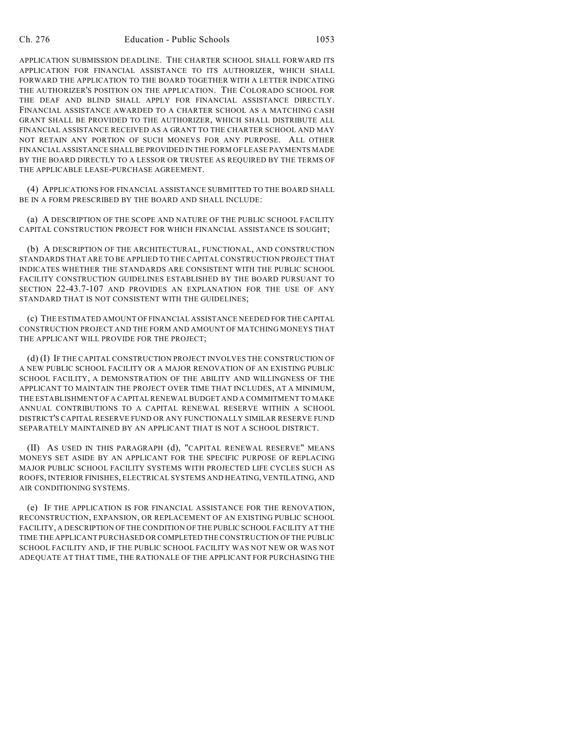APPLICATION SUBMISSION DEADLINE. THE CHARTER SCHOOL SHALL FORWARD ITS APPLICATION FOR FINANCIAL ASSISTANCE TO ITS AUTHORIZER, WHICH SHALL FORWARD THE APPLICATION TO THE BOARD TOGETHER WITH A LETTER INDICATING THE AUTHORIZER'S POSITION ON THE APPLICATION. THE COLORADO SCHOOL FOR THE DEAF AND BLIND SHALL APPLY FOR FINANCIAL ASSISTANCE DIRECTLY. FINANCIAL ASSISTANCE AWARDED TO A CHARTER SCHOOL AS A MATCHING CASH GRANT SHALL BE PROVIDED TO THE AUTHORIZER, WHICH SHALL DISTRIBUTE ALL FINANCIAL ASSISTANCE RECEIVED AS A GRANT TO THE CHARTER SCHOOL AND MAY NOT RETAIN ANY PORTION OF SUCH MONEYS FOR ANY PURPOSE. ALL OTHER FINANCIAL ASSISTANCE SHALL BE PROVIDED IN THE FORM OF LEASE PAYMENTS MADE BY THE BOARD DIRECTLY TO A LESSOR OR TRUSTEE AS REQUIRED BY THE TERMS OF THE APPLICABLE LEASE-PURCHASE AGREEMENT.

(4) APPLICATIONS FOR FINANCIAL ASSISTANCE SUBMITTED TO THE BOARD SHALL BE IN A FORM PRESCRIBED BY THE BOARD AND SHALL INCLUDE:

(a) A DESCRIPTION OF THE SCOPE AND NATURE OF THE PUBLIC SCHOOL FACILITY CAPITAL CONSTRUCTION PROJECT FOR WHICH FINANCIAL ASSISTANCE IS SOUGHT;

(b) A DESCRIPTION OF THE ARCHITECTURAL, FUNCTIONAL, AND CONSTRUCTION STANDARDS THAT ARE TO BE APPLIED TO THE CAPITAL CONSTRUCTION PROJECT THAT INDICATES WHETHER THE STANDARDS ARE CONSISTENT WITH THE PUBLIC SCHOOL FACILITY CONSTRUCTION GUIDELINES ESTABLISHED BY THE BOARD PURSUANT TO SECTION 22-43.7-107 AND PROVIDES AN EXPLANATION FOR THE USE OF ANY STANDARD THAT IS NOT CONSISTENT WITH THE GUIDELINES;

(c) THE ESTIMATED AMOUNT OF FINANCIAL ASSISTANCE NEEDED FOR THE CAPITAL CONSTRUCTION PROJECT AND THE FORM AND AMOUNT OF MATCHING MONEYS THAT THE APPLICANT WILL PROVIDE FOR THE PROJECT;

(d) (I) IF THE CAPITAL CONSTRUCTION PROJECT INVOLVES THE CONSTRUCTION OF A NEW PUBLIC SCHOOL FACILITY OR A MAJOR RENOVATION OF AN EXISTING PUBLIC SCHOOL FACILITY, A DEMONSTRATION OF THE ABILITY AND WILLINGNESS OF THE APPLICANT TO MAINTAIN THE PROJECT OVER TIME THAT INCLUDES, AT A MINIMUM, THE ESTABLISHMENT OF A CAPITAL RENEWAL BUDGET AND A COMMITMENT TO MAKE ANNUAL CONTRIBUTIONS TO A CAPITAL RENEWAL RESERVE WITHIN A SCHOOL DISTRICT'S CAPITAL RESERVE FUND OR ANY FUNCTIONALLY SIMILAR RESERVE FUND SEPARATELY MAINTAINED BY AN APPLICANT THAT IS NOT A SCHOOL DISTRICT.

(II) AS USED IN THIS PARAGRAPH (d), "CAPITAL RENEWAL RESERVE" MEANS MONEYS SET ASIDE BY AN APPLICANT FOR THE SPECIFIC PURPOSE OF REPLACING MAJOR PUBLIC SCHOOL FACILITY SYSTEMS WITH PROJECTED LIFE CYCLES SUCH AS ROOFS, INTERIOR FINISHES, ELECTRICAL SYSTEMS AND HEATING, VENTILATING, AND AIR CONDITIONING SYSTEMS.

(e) IF THE APPLICATION IS FOR FINANCIAL ASSISTANCE FOR THE RENOVATION, RECONSTRUCTION, EXPANSION, OR REPLACEMENT OF AN EXISTING PUBLIC SCHOOL FACILITY, A DESCRIPTION OF THE CONDITION OF THE PUBLIC SCHOOL FACILITY AT THE TIME THE APPLICANT PURCHASED OR COMPLETED THE CONSTRUCTION OF THE PUBLIC SCHOOL FACILITY AND, IF THE PUBLIC SCHOOL FACILITY WAS NOT NEW OR WAS NOT ADEQUATE AT THAT TIME, THE RATIONALE OF THE APPLICANT FOR PURCHASING THE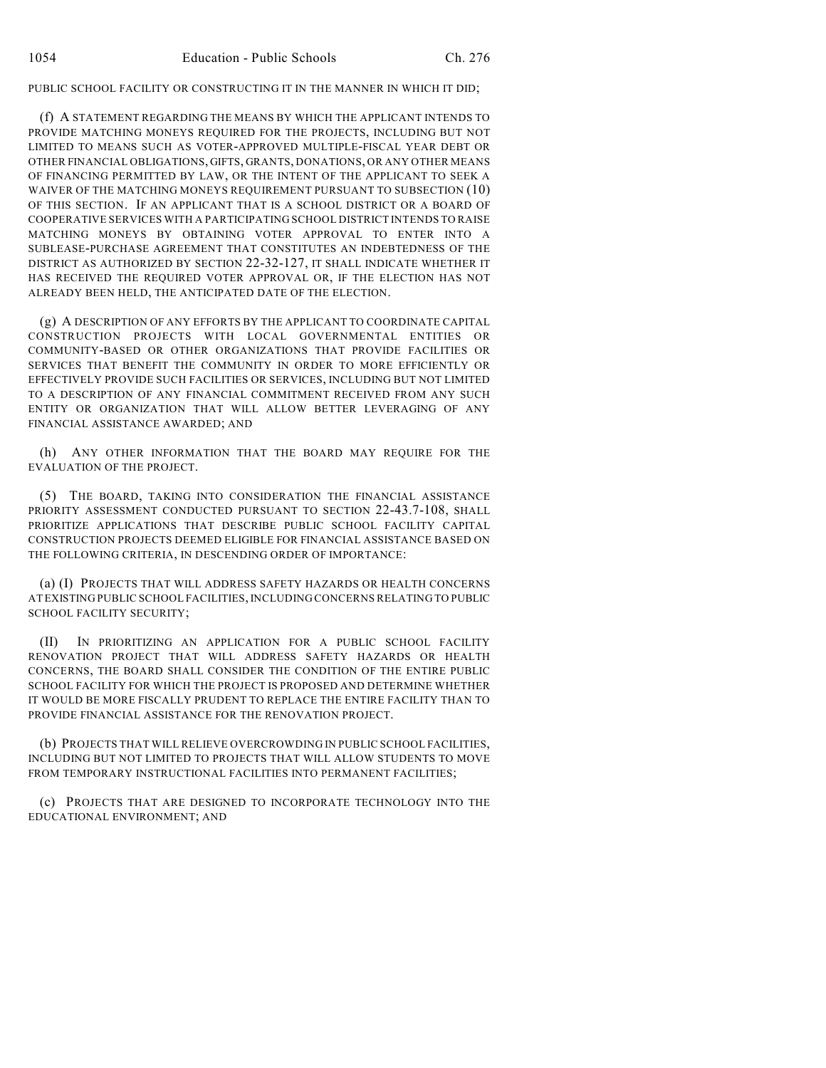PUBLIC SCHOOL FACILITY OR CONSTRUCTING IT IN THE MANNER IN WHICH IT DID;

(f) A STATEMENT REGARDING THE MEANS BY WHICH THE APPLICANT INTENDS TO PROVIDE MATCHING MONEYS REQUIRED FOR THE PROJECTS, INCLUDING BUT NOT LIMITED TO MEANS SUCH AS VOTER-APPROVED MULTIPLE-FISCAL YEAR DEBT OR OTHER FINANCIAL OBLIGATIONS, GIFTS, GRANTS, DONATIONS, OR ANY OTHER MEANS OF FINANCING PERMITTED BY LAW, OR THE INTENT OF THE APPLICANT TO SEEK A WAIVER OF THE MATCHING MONEYS REQUIREMENT PURSUANT TO SUBSECTION (10) OF THIS SECTION. IF AN APPLICANT THAT IS A SCHOOL DISTRICT OR A BOARD OF COOPERATIVE SERVICES WITH A PARTICIPATING SCHOOL DISTRICT INTENDS TO RAISE MATCHING MONEYS BY OBTAINING VOTER APPROVAL TO ENTER INTO A SUBLEASE-PURCHASE AGREEMENT THAT CONSTITUTES AN INDEBTEDNESS OF THE DISTRICT AS AUTHORIZED BY SECTION 22-32-127, IT SHALL INDICATE WHETHER IT HAS RECEIVED THE REQUIRED VOTER APPROVAL OR, IF THE ELECTION HAS NOT ALREADY BEEN HELD, THE ANTICIPATED DATE OF THE ELECTION.

(g) A DESCRIPTION OF ANY EFFORTS BY THE APPLICANT TO COORDINATE CAPITAL CONSTRUCTION PROJECTS WITH LOCAL GOVERNMENTAL ENTITIES OR COMMUNITY-BASED OR OTHER ORGANIZATIONS THAT PROVIDE FACILITIES OR SERVICES THAT BENEFIT THE COMMUNITY IN ORDER TO MORE EFFICIENTLY OR EFFECTIVELY PROVIDE SUCH FACILITIES OR SERVICES, INCLUDING BUT NOT LIMITED TO A DESCRIPTION OF ANY FINANCIAL COMMITMENT RECEIVED FROM ANY SUCH ENTITY OR ORGANIZATION THAT WILL ALLOW BETTER LEVERAGING OF ANY FINANCIAL ASSISTANCE AWARDED; AND

(h) ANY OTHER INFORMATION THAT THE BOARD MAY REQUIRE FOR THE EVALUATION OF THE PROJECT.

(5) THE BOARD, TAKING INTO CONSIDERATION THE FINANCIAL ASSISTANCE PRIORITY ASSESSMENT CONDUCTED PURSUANT TO SECTION 22-43.7-108, SHALL PRIORITIZE APPLICATIONS THAT DESCRIBE PUBLIC SCHOOL FACILITY CAPITAL CONSTRUCTION PROJECTS DEEMED ELIGIBLE FOR FINANCIAL ASSISTANCE BASED ON THE FOLLOWING CRITERIA, IN DESCENDING ORDER OF IMPORTANCE:

(a) (I) PROJECTS THAT WILL ADDRESS SAFETY HAZARDS OR HEALTH CONCERNS AT EXISTING PUBLIC SCHOOL FACILITIES, INCLUDING CONCERNS RELATING TO PUBLIC SCHOOL FACILITY SECURITY;

(II) IN PRIORITIZING AN APPLICATION FOR A PUBLIC SCHOOL FACILITY RENOVATION PROJECT THAT WILL ADDRESS SAFETY HAZARDS OR HEALTH CONCERNS, THE BOARD SHALL CONSIDER THE CONDITION OF THE ENTIRE PUBLIC SCHOOL FACILITY FOR WHICH THE PROJECT IS PROPOSED AND DETERMINE WHETHER IT WOULD BE MORE FISCALLY PRUDENT TO REPLACE THE ENTIRE FACILITY THAN TO PROVIDE FINANCIAL ASSISTANCE FOR THE RENOVATION PROJECT.

(b) PROJECTS THAT WILL RELIEVE OVERCROWDING IN PUBLIC SCHOOL FACILITIES, INCLUDING BUT NOT LIMITED TO PROJECTS THAT WILL ALLOW STUDENTS TO MOVE FROM TEMPORARY INSTRUCTIONAL FACILITIES INTO PERMANENT FACILITIES;

(c) PROJECTS THAT ARE DESIGNED TO INCORPORATE TECHNOLOGY INTO THE EDUCATIONAL ENVIRONMENT; AND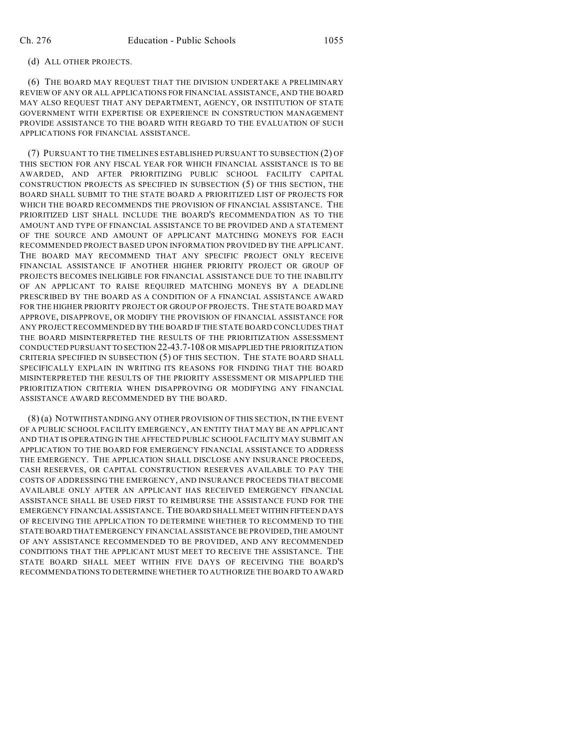(d) ALL OTHER PROJECTS.

(6) THE BOARD MAY REQUEST THAT THE DIVISION UNDERTAKE A PRELIMINARY REVIEW OF ANY OR ALL APPLICATIONS FOR FINANCIAL ASSISTANCE, AND THE BOARD MAY ALSO REQUEST THAT ANY DEPARTMENT, AGENCY, OR INSTITUTION OF STATE GOVERNMENT WITH EXPERTISE OR EXPERIENCE IN CONSTRUCTION MANAGEMENT PROVIDE ASSISTANCE TO THE BOARD WITH REGARD TO THE EVALUATION OF SUCH APPLICATIONS FOR FINANCIAL ASSISTANCE.

(7) PURSUANT TO THE TIMELINES ESTABLISHED PURSUANT TO SUBSECTION (2) OF THIS SECTION FOR ANY FISCAL YEAR FOR WHICH FINANCIAL ASSISTANCE IS TO BE AWARDED, AND AFTER PRIORITIZING PUBLIC SCHOOL FACILITY CAPITAL CONSTRUCTION PROJECTS AS SPECIFIED IN SUBSECTION (5) OF THIS SECTION, THE BOARD SHALL SUBMIT TO THE STATE BOARD A PRIORITIZED LIST OF PROJECTS FOR WHICH THE BOARD RECOMMENDS THE PROVISION OF FINANCIAL ASSISTANCE. THE PRIORITIZED LIST SHALL INCLUDE THE BOARD'S RECOMMENDATION AS TO THE AMOUNT AND TYPE OF FINANCIAL ASSISTANCE TO BE PROVIDED AND A STATEMENT OF THE SOURCE AND AMOUNT OF APPLICANT MATCHING MONEYS FOR EACH RECOMMENDED PROJECT BASED UPON INFORMATION PROVIDED BY THE APPLICANT. THE BOARD MAY RECOMMEND THAT ANY SPECIFIC PROJECT ONLY RECEIVE FINANCIAL ASSISTANCE IF ANOTHER HIGHER PRIORITY PROJECT OR GROUP OF PROJECTS BECOMES INELIGIBLE FOR FINANCIAL ASSISTANCE DUE TO THE INABILITY OF AN APPLICANT TO RAISE REQUIRED MATCHING MONEYS BY A DEADLINE PRESCRIBED BY THE BOARD AS A CONDITION OF A FINANCIAL ASSISTANCE AWARD FOR THE HIGHER PRIORITY PROJECT OR GROUP OF PROJECTS. THE STATE BOARD MAY APPROVE, DISAPPROVE, OR MODIFY THE PROVISION OF FINANCIAL ASSISTANCE FOR ANY PROJECT RECOMMENDED BY THE BOARD IF THE STATE BOARD CONCLUDES THAT THE BOARD MISINTERPRETED THE RESULTS OF THE PRIORITIZATION ASSESSMENT CONDUCTED PURSUANT TO SECTION 22-43.7-108 OR MISAPPLIED THE PRIORITIZATION CRITERIA SPECIFIED IN SUBSECTION (5) OF THIS SECTION. THE STATE BOARD SHALL SPECIFICALLY EXPLAIN IN WRITING ITS REASONS FOR FINDING THAT THE BOARD MISINTERPRETED THE RESULTS OF THE PRIORITY ASSESSMENT OR MISAPPLIED THE PRIORITIZATION CRITERIA WHEN DISAPPROVING OR MODIFYING ANY FINANCIAL ASSISTANCE AWARD RECOMMENDED BY THE BOARD.

(8) (a) NOTWITHSTANDING ANY OTHER PROVISION OF THIS SECTION, IN THE EVENT OF A PUBLIC SCHOOL FACILITY EMERGENCY, AN ENTITY THAT MAY BE AN APPLICANT AND THAT IS OPERATING IN THE AFFECTED PUBLIC SCHOOL FACILITY MAY SUBMIT AN APPLICATION TO THE BOARD FOR EMERGENCY FINANCIAL ASSISTANCE TO ADDRESS THE EMERGENCY. THE APPLICATION SHALL DISCLOSE ANY INSURANCE PROCEEDS, CASH RESERVES, OR CAPITAL CONSTRUCTION RESERVES AVAILABLE TO PAY THE COSTS OF ADDRESSING THE EMERGENCY, AND INSURANCE PROCEEDS THAT BECOME AVAILABLE ONLY AFTER AN APPLICANT HAS RECEIVED EMERGENCY FINANCIAL ASSISTANCE SHALL BE USED FIRST TO REIMBURSE THE ASSISTANCE FUND FOR THE EMERGENCY FINANCIAL ASSISTANCE. THE BOARD SHALL MEET WITHIN FIFTEEN DAYS OF RECEIVING THE APPLICATION TO DETERMINE WHETHER TO RECOMMEND TO THE STATE BOARD THAT EMERGENCY FINANCIAL ASSISTANCE BE PROVIDED, THE AMOUNT OF ANY ASSISTANCE RECOMMENDED TO BE PROVIDED, AND ANY RECOMMENDED CONDITIONS THAT THE APPLICANT MUST MEET TO RECEIVE THE ASSISTANCE. THE STATE BOARD SHALL MEET WITHIN FIVE DAYS OF RECEIVING THE BOARD'S RECOMMENDATIONS TO DETERMINE WHETHER TO AUTHORIZE THE BOARD TO AWARD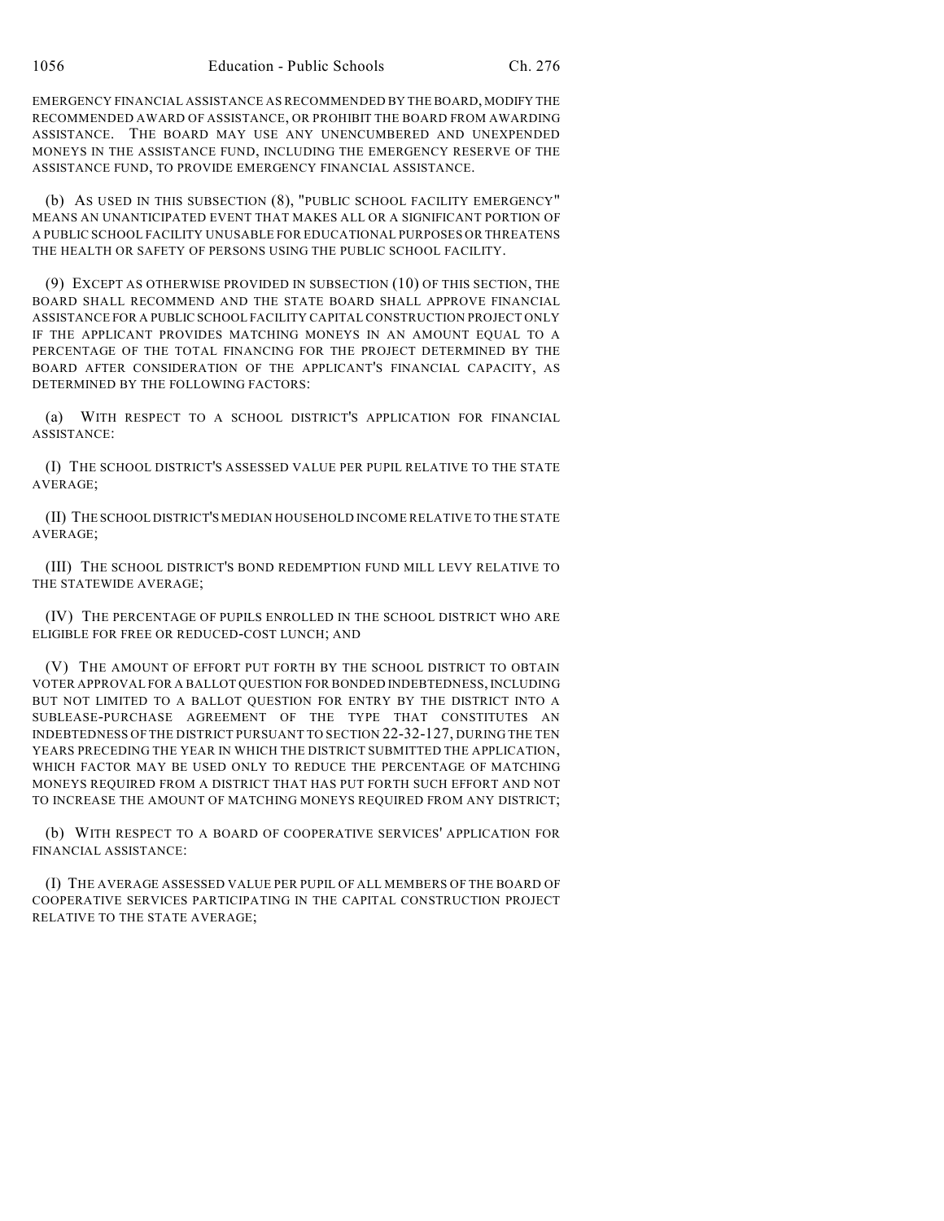EMERGENCY FINANCIAL ASSISTANCE AS RECOMMENDED BY THE BOARD, MODIFY THE RECOMMENDED AWARD OF ASSISTANCE, OR PROHIBIT THE BOARD FROM AWARDING ASSISTANCE. THE BOARD MAY USE ANY UNENCUMBERED AND UNEXPENDED MONEYS IN THE ASSISTANCE FUND, INCLUDING THE EMERGENCY RESERVE OF THE ASSISTANCE FUND, TO PROVIDE EMERGENCY FINANCIAL ASSISTANCE.

(b) AS USED IN THIS SUBSECTION (8), "PUBLIC SCHOOL FACILITY EMERGENCY" MEANS AN UNANTICIPATED EVENT THAT MAKES ALL OR A SIGNIFICANT PORTION OF A PUBLIC SCHOOL FACILITY UNUSABLE FOR EDUCATIONAL PURPOSES OR THREATENS THE HEALTH OR SAFETY OF PERSONS USING THE PUBLIC SCHOOL FACILITY.

(9) EXCEPT AS OTHERWISE PROVIDED IN SUBSECTION (10) OF THIS SECTION, THE BOARD SHALL RECOMMEND AND THE STATE BOARD SHALL APPROVE FINANCIAL ASSISTANCE FOR A PUBLIC SCHOOL FACILITY CAPITAL CONSTRUCTION PROJECT ONLY IF THE APPLICANT PROVIDES MATCHING MONEYS IN AN AMOUNT EQUAL TO A PERCENTAGE OF THE TOTAL FINANCING FOR THE PROJECT DETERMINED BY THE BOARD AFTER CONSIDERATION OF THE APPLICANT'S FINANCIAL CAPACITY, AS DETERMINED BY THE FOLLOWING FACTORS:

(a) WITH RESPECT TO A SCHOOL DISTRICT'S APPLICATION FOR FINANCIAL ASSISTANCE:

(I) THE SCHOOL DISTRICT'S ASSESSED VALUE PER PUPIL RELATIVE TO THE STATE AVERAGE;

(II) THE SCHOOL DISTRICT'S MEDIAN HOUSEHOLD INCOME RELATIVE TO THE STATE AVERAGE;

(III) THE SCHOOL DISTRICT'S BOND REDEMPTION FUND MILL LEVY RELATIVE TO THE STATEWIDE AVERAGE;

(IV) THE PERCENTAGE OF PUPILS ENROLLED IN THE SCHOOL DISTRICT WHO ARE ELIGIBLE FOR FREE OR REDUCED-COST LUNCH; AND

(V) THE AMOUNT OF EFFORT PUT FORTH BY THE SCHOOL DISTRICT TO OBTAIN VOTER APPROVAL FOR A BALLOT QUESTION FOR BONDED INDEBTEDNESS, INCLUDING BUT NOT LIMITED TO A BALLOT QUESTION FOR ENTRY BY THE DISTRICT INTO A SUBLEASE-PURCHASE AGREEMENT OF THE TYPE THAT CONSTITUTES AN INDEBTEDNESS OF THE DISTRICT PURSUANT TO SECTION 22-32-127, DURING THE TEN YEARS PRECEDING THE YEAR IN WHICH THE DISTRICT SUBMITTED THE APPLICATION, WHICH FACTOR MAY BE USED ONLY TO REDUCE THE PERCENTAGE OF MATCHING MONEYS REQUIRED FROM A DISTRICT THAT HAS PUT FORTH SUCH EFFORT AND NOT TO INCREASE THE AMOUNT OF MATCHING MONEYS REQUIRED FROM ANY DISTRICT;

(b) WITH RESPECT TO A BOARD OF COOPERATIVE SERVICES' APPLICATION FOR FINANCIAL ASSISTANCE:

(I) THE AVERAGE ASSESSED VALUE PER PUPIL OF ALL MEMBERS OF THE BOARD OF COOPERATIVE SERVICES PARTICIPATING IN THE CAPITAL CONSTRUCTION PROJECT RELATIVE TO THE STATE AVERAGE;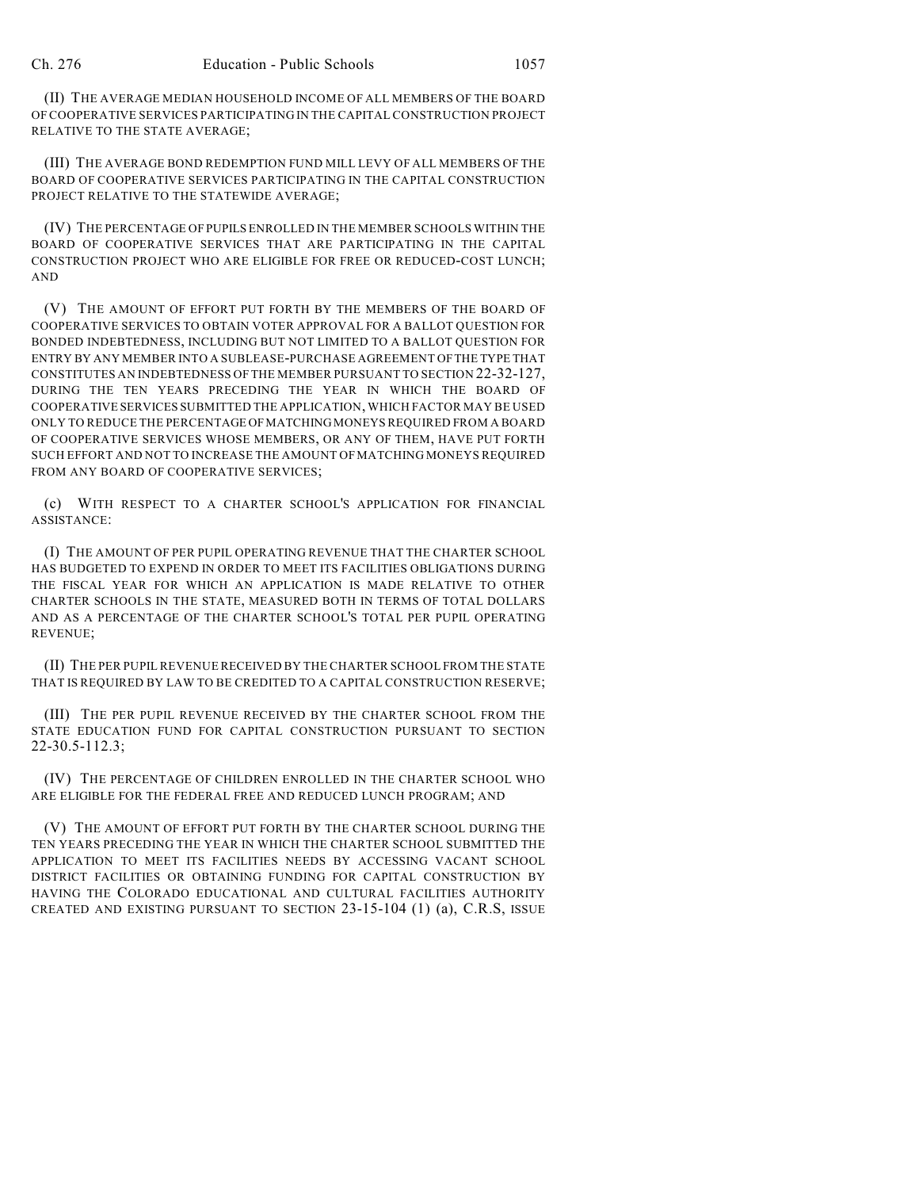(II) THE AVERAGE MEDIAN HOUSEHOLD INCOME OF ALL MEMBERS OF THE BOARD OF COOPERATIVE SERVICES PARTICIPATING IN THE CAPITAL CONSTRUCTION PROJECT RELATIVE TO THE STATE AVERAGE;

(III) THE AVERAGE BOND REDEMPTION FUND MILL LEVY OF ALL MEMBERS OF THE BOARD OF COOPERATIVE SERVICES PARTICIPATING IN THE CAPITAL CONSTRUCTION PROJECT RELATIVE TO THE STATEWIDE AVERAGE;

(IV) THE PERCENTAGE OF PUPILS ENROLLED IN THE MEMBER SCHOOLS WITHIN THE BOARD OF COOPERATIVE SERVICES THAT ARE PARTICIPATING IN THE CAPITAL CONSTRUCTION PROJECT WHO ARE ELIGIBLE FOR FREE OR REDUCED-COST LUNCH; AND

(V) THE AMOUNT OF EFFORT PUT FORTH BY THE MEMBERS OF THE BOARD OF COOPERATIVE SERVICES TO OBTAIN VOTER APPROVAL FOR A BALLOT QUESTION FOR BONDED INDEBTEDNESS, INCLUDING BUT NOT LIMITED TO A BALLOT QUESTION FOR ENTRY BY ANY MEMBER INTO A SUBLEASE-PURCHASE AGREEMENT OF THE TYPE THAT CONSTITUTES AN INDEBTEDNESS OF THE MEMBER PURSUANT TO SECTION 22-32-127, DURING THE TEN YEARS PRECEDING THE YEAR IN WHICH THE BOARD OF COOPERATIVE SERVICES SUBMITTED THE APPLICATION, WHICH FACTOR MAY BE USED ONLY TO REDUCE THE PERCENTAGE OF MATCHING MONEYS REQUIRED FROM A BOARD OF COOPERATIVE SERVICES WHOSE MEMBERS, OR ANY OF THEM, HAVE PUT FORTH SUCH EFFORT AND NOT TO INCREASE THE AMOUNT OF MATCHING MONEYS REQUIRED FROM ANY BOARD OF COOPERATIVE SERVICES;

(c) WITH RESPECT TO A CHARTER SCHOOL'S APPLICATION FOR FINANCIAL ASSISTANCE:

(I) THE AMOUNT OF PER PUPIL OPERATING REVENUE THAT THE CHARTER SCHOOL HAS BUDGETED TO EXPEND IN ORDER TO MEET ITS FACILITIES OBLIGATIONS DURING THE FISCAL YEAR FOR WHICH AN APPLICATION IS MADE RELATIVE TO OTHER CHARTER SCHOOLS IN THE STATE, MEASURED BOTH IN TERMS OF TOTAL DOLLARS AND AS A PERCENTAGE OF THE CHARTER SCHOOL'S TOTAL PER PUPIL OPERATING REVENUE;

(II) THE PER PUPIL REVENUE RECEIVED BY THE CHARTER SCHOOL FROM THE STATE THAT IS REQUIRED BY LAW TO BE CREDITED TO A CAPITAL CONSTRUCTION RESERVE;

(III) THE PER PUPIL REVENUE RECEIVED BY THE CHARTER SCHOOL FROM THE STATE EDUCATION FUND FOR CAPITAL CONSTRUCTION PURSUANT TO SECTION 22-30.5-112.3;

(IV) THE PERCENTAGE OF CHILDREN ENROLLED IN THE CHARTER SCHOOL WHO ARE ELIGIBLE FOR THE FEDERAL FREE AND REDUCED LUNCH PROGRAM; AND

(V) THE AMOUNT OF EFFORT PUT FORTH BY THE CHARTER SCHOOL DURING THE TEN YEARS PRECEDING THE YEAR IN WHICH THE CHARTER SCHOOL SUBMITTED THE APPLICATION TO MEET ITS FACILITIES NEEDS BY ACCESSING VACANT SCHOOL DISTRICT FACILITIES OR OBTAINING FUNDING FOR CAPITAL CONSTRUCTION BY HAVING THE COLORADO EDUCATIONAL AND CULTURAL FACILITIES AUTHORITY CREATED AND EXISTING PURSUANT TO SECTION 23-15-104 (1) (a), C.R.S, ISSUE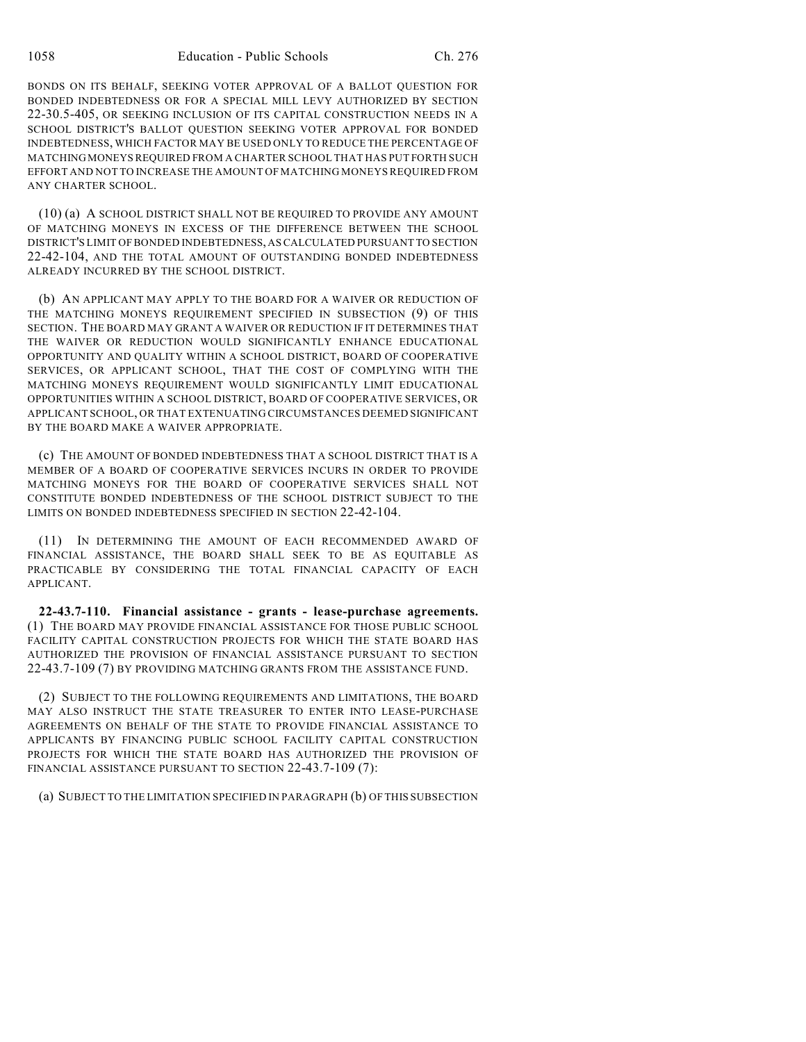BONDS ON ITS BEHALF, SEEKING VOTER APPROVAL OF A BALLOT QUESTION FOR BONDED INDEBTEDNESS OR FOR A SPECIAL MILL LEVY AUTHORIZED BY SECTION 22-30.5-405, OR SEEKING INCLUSION OF ITS CAPITAL CONSTRUCTION NEEDS IN A SCHOOL DISTRICT'S BALLOT QUESTION SEEKING VOTER APPROVAL FOR BONDED INDEBTEDNESS, WHICH FACTOR MAY BE USED ONLY TO REDUCE THE PERCENTAGE OF MATCHING MONEYS REQUIRED FROM A CHARTER SCHOOL THAT HAS PUT FORTH SUCH EFFORT AND NOT TO INCREASE THE AMOUNT OF MATCHING MONEYS REQUIRED FROM ANY CHARTER SCHOOL.

(10) (a) A SCHOOL DISTRICT SHALL NOT BE REQUIRED TO PROVIDE ANY AMOUNT OF MATCHING MONEYS IN EXCESS OF THE DIFFERENCE BETWEEN THE SCHOOL DISTRICT'S LIMIT OF BONDED INDEBTEDNESS, AS CALCULATED PURSUANT TO SECTION 22-42-104, AND THE TOTAL AMOUNT OF OUTSTANDING BONDED INDEBTEDNESS ALREADY INCURRED BY THE SCHOOL DISTRICT.

(b) AN APPLICANT MAY APPLY TO THE BOARD FOR A WAIVER OR REDUCTION OF THE MATCHING MONEYS REQUIREMENT SPECIFIED IN SUBSECTION (9) OF THIS SECTION. THE BOARD MAY GRANT A WAIVER OR REDUCTION IF IT DETERMINES THAT THE WAIVER OR REDUCTION WOULD SIGNIFICANTLY ENHANCE EDUCATIONAL OPPORTUNITY AND QUALITY WITHIN A SCHOOL DISTRICT, BOARD OF COOPERATIVE SERVICES, OR APPLICANT SCHOOL, THAT THE COST OF COMPLYING WITH THE MATCHING MONEYS REQUIREMENT WOULD SIGNIFICANTLY LIMIT EDUCATIONAL OPPORTUNITIES WITHIN A SCHOOL DISTRICT, BOARD OF COOPERATIVE SERVICES, OR APPLICANT SCHOOL, OR THAT EXTENUATING CIRCUMSTANCES DEEMED SIGNIFICANT BY THE BOARD MAKE A WAIVER APPROPRIATE.

(c) THE AMOUNT OF BONDED INDEBTEDNESS THAT A SCHOOL DISTRICT THAT IS A MEMBER OF A BOARD OF COOPERATIVE SERVICES INCURS IN ORDER TO PROVIDE MATCHING MONEYS FOR THE BOARD OF COOPERATIVE SERVICES SHALL NOT CONSTITUTE BONDED INDEBTEDNESS OF THE SCHOOL DISTRICT SUBJECT TO THE LIMITS ON BONDED INDEBTEDNESS SPECIFIED IN SECTION 22-42-104.

(11) IN DETERMINING THE AMOUNT OF EACH RECOMMENDED AWARD OF FINANCIAL ASSISTANCE, THE BOARD SHALL SEEK TO BE AS EQUITABLE AS PRACTICABLE BY CONSIDERING THE TOTAL FINANCIAL CAPACITY OF EACH APPLICANT.

**22-43.7-110. Financial assistance - grants - lease-purchase agreements.** (1) THE BOARD MAY PROVIDE FINANCIAL ASSISTANCE FOR THOSE PUBLIC SCHOOL FACILITY CAPITAL CONSTRUCTION PROJECTS FOR WHICH THE STATE BOARD HAS AUTHORIZED THE PROVISION OF FINANCIAL ASSISTANCE PURSUANT TO SECTION 22-43.7-109 (7) BY PROVIDING MATCHING GRANTS FROM THE ASSISTANCE FUND.

(2) SUBJECT TO THE FOLLOWING REQUIREMENTS AND LIMITATIONS, THE BOARD MAY ALSO INSTRUCT THE STATE TREASURER TO ENTER INTO LEASE-PURCHASE AGREEMENTS ON BEHALF OF THE STATE TO PROVIDE FINANCIAL ASSISTANCE TO APPLICANTS BY FINANCING PUBLIC SCHOOL FACILITY CAPITAL CONSTRUCTION PROJECTS FOR WHICH THE STATE BOARD HAS AUTHORIZED THE PROVISION OF FINANCIAL ASSISTANCE PURSUANT TO SECTION 22-43.7-109 (7):

(a) SUBJECT TO THE LIMITATION SPECIFIED IN PARAGRAPH (b) OF THIS SUBSECTION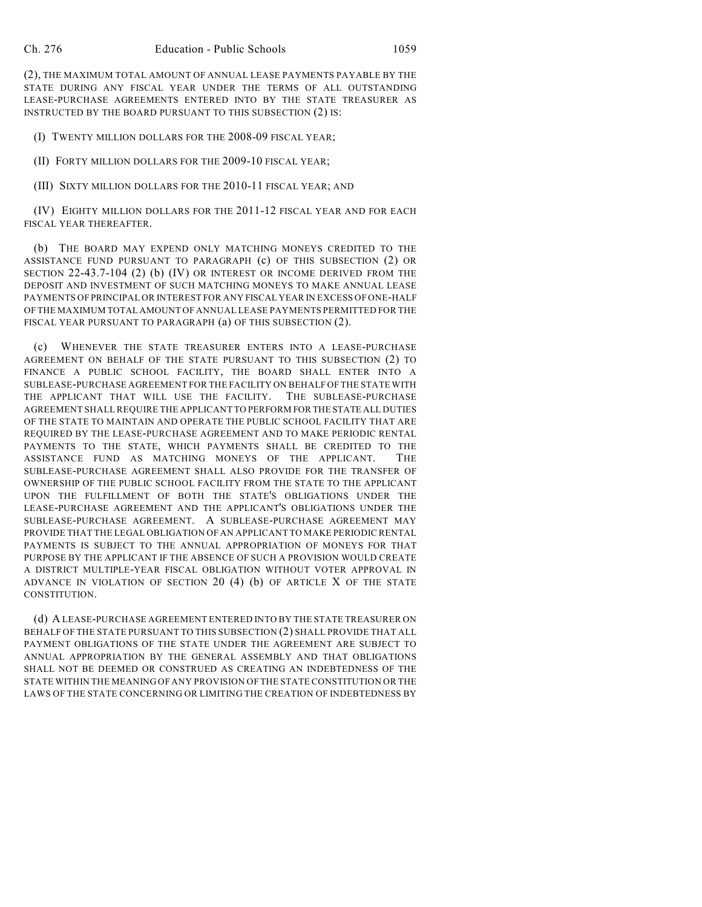(2), THE MAXIMUM TOTAL AMOUNT OF ANNUAL LEASE PAYMENTS PAYABLE BY THE STATE DURING ANY FISCAL YEAR UNDER THE TERMS OF ALL OUTSTANDING LEASE-PURCHASE AGREEMENTS ENTERED INTO BY THE STATE TREASURER AS INSTRUCTED BY THE BOARD PURSUANT TO THIS SUBSECTION (2) IS:

(I) TWENTY MILLION DOLLARS FOR THE 2008-09 FISCAL YEAR;

(II) FORTY MILLION DOLLARS FOR THE 2009-10 FISCAL YEAR;

(III) SIXTY MILLION DOLLARS FOR THE 2010-11 FISCAL YEAR; AND

(IV) EIGHTY MILLION DOLLARS FOR THE 2011-12 FISCAL YEAR AND FOR EACH FISCAL YEAR THEREAFTER.

(b) THE BOARD MAY EXPEND ONLY MATCHING MONEYS CREDITED TO THE ASSISTANCE FUND PURSUANT TO PARAGRAPH (c) OF THIS SUBSECTION (2) OR SECTION 22-43.7-104 (2) (b) (IV) OR INTEREST OR INCOME DERIVED FROM THE DEPOSIT AND INVESTMENT OF SUCH MATCHING MONEYS TO MAKE ANNUAL LEASE PAYMENTS OF PRINCIPAL OR INTEREST FOR ANY FISCAL YEAR IN EXCESS OF ONE-HALF OF THE MAXIMUM TOTAL AMOUNT OF ANNUAL LEASE PAYMENTS PERMITTED FOR THE FISCAL YEAR PURSUANT TO PARAGRAPH (a) OF THIS SUBSECTION (2).

(c) WHENEVER THE STATE TREASURER ENTERS INTO A LEASE-PURCHASE AGREEMENT ON BEHALF OF THE STATE PURSUANT TO THIS SUBSECTION (2) TO FINANCE A PUBLIC SCHOOL FACILITY, THE BOARD SHALL ENTER INTO A SUBLEASE-PURCHASE AGREEMENT FOR THE FACILITY ON BEHALF OF THE STATE WITH THE APPLICANT THAT WILL USE THE FACILITY. THE SUBLEASE-PURCHASE AGREEMENT SHALL REQUIRE THE APPLICANT TO PERFORM FOR THE STATE ALL DUTIES OF THE STATE TO MAINTAIN AND OPERATE THE PUBLIC SCHOOL FACILITY THAT ARE REQUIRED BY THE LEASE-PURCHASE AGREEMENT AND TO MAKE PERIODIC RENTAL PAYMENTS TO THE STATE, WHICH PAYMENTS SHALL BE CREDITED TO THE ASSISTANCE FUND AS MATCHING MONEYS OF THE APPLICANT. THE SUBLEASE-PURCHASE AGREEMENT SHALL ALSO PROVIDE FOR THE TRANSFER OF OWNERSHIP OF THE PUBLIC SCHOOL FACILITY FROM THE STATE TO THE APPLICANT UPON THE FULFILLMENT OF BOTH THE STATE'S OBLIGATIONS UNDER THE LEASE-PURCHASE AGREEMENT AND THE APPLICANT'S OBLIGATIONS UNDER THE SUBLEASE-PURCHASE AGREEMENT. A SUBLEASE-PURCHASE AGREEMENT MAY PROVIDE THAT THE LEGAL OBLIGATION OF AN APPLICANT TO MAKE PERIODIC RENTAL PAYMENTS IS SUBJECT TO THE ANNUAL APPROPRIATION OF MONEYS FOR THAT PURPOSE BY THE APPLICANT IF THE ABSENCE OF SUCH A PROVISION WOULD CREATE A DISTRICT MULTIPLE-YEAR FISCAL OBLIGATION WITHOUT VOTER APPROVAL IN ADVANCE IN VIOLATION OF SECTION 20 (4) (b) OF ARTICLE X OF THE STATE CONSTITUTION.

(d) A LEASE-PURCHASE AGREEMENT ENTERED INTO BY THE STATE TREASURER ON BEHALF OF THE STATE PURSUANT TO THIS SUBSECTION (2) SHALL PROVIDE THAT ALL PAYMENT OBLIGATIONS OF THE STATE UNDER THE AGREEMENT ARE SUBJECT TO ANNUAL APPROPRIATION BY THE GENERAL ASSEMBLY AND THAT OBLIGATIONS SHALL NOT BE DEEMED OR CONSTRUED AS CREATING AN INDEBTEDNESS OF THE STATE WITHIN THE MEANING OF ANY PROVISION OF THE STATE CONSTITUTION OR THE LAWS OF THE STATE CONCERNING OR LIMITING THE CREATION OF INDEBTEDNESS BY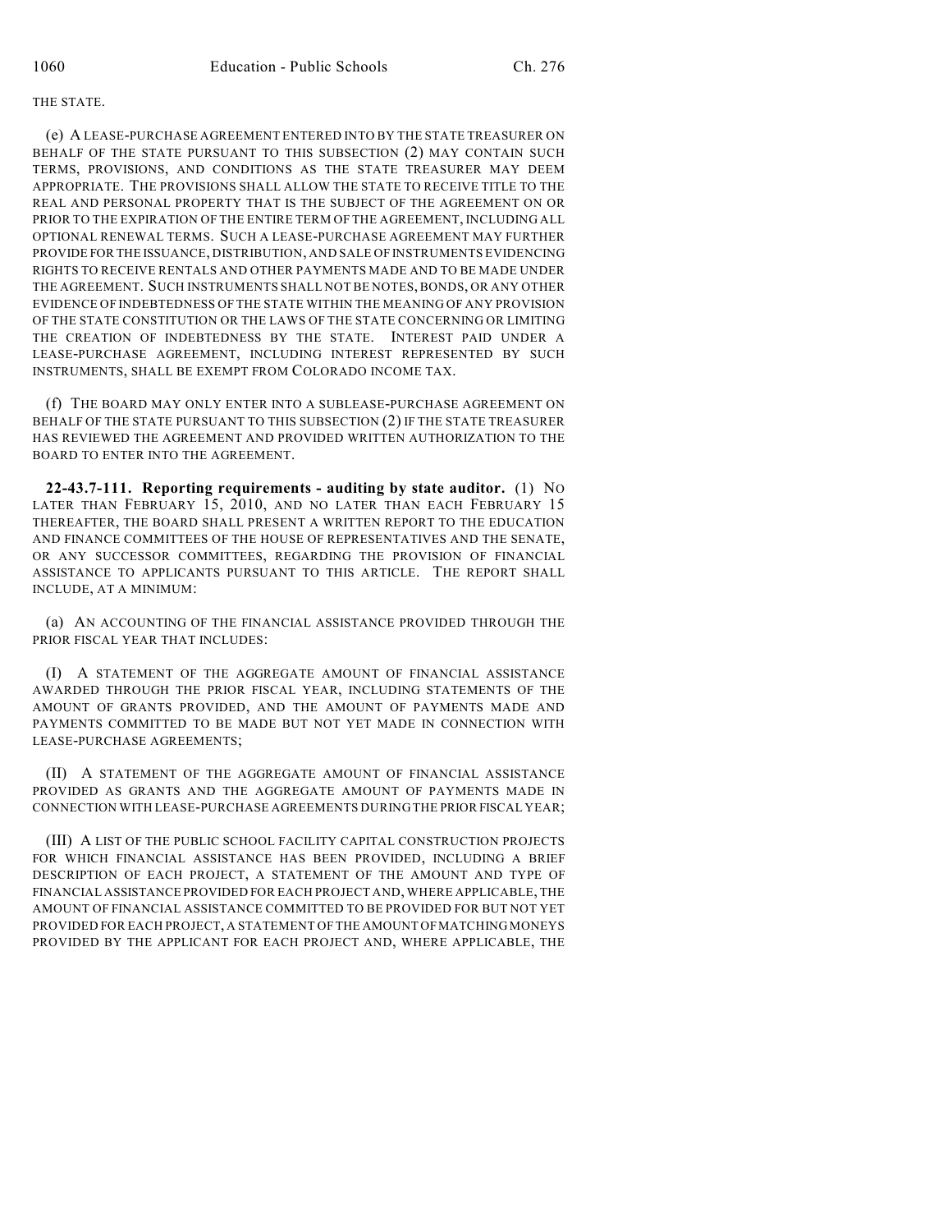THE STATE.

(e) A LEASE-PURCHASE AGREEMENT ENTERED INTO BY THE STATE TREASURER ON BEHALF OF THE STATE PURSUANT TO THIS SUBSECTION (2) MAY CONTAIN SUCH TERMS, PROVISIONS, AND CONDITIONS AS THE STATE TREASURER MAY DEEM APPROPRIATE. THE PROVISIONS SHALL ALLOW THE STATE TO RECEIVE TITLE TO THE REAL AND PERSONAL PROPERTY THAT IS THE SUBJECT OF THE AGREEMENT ON OR PRIOR TO THE EXPIRATION OF THE ENTIRE TERM OF THE AGREEMENT, INCLUDING ALL OPTIONAL RENEWAL TERMS. SUCH A LEASE-PURCHASE AGREEMENT MAY FURTHER PROVIDE FOR THE ISSUANCE, DISTRIBUTION, AND SALE OF INSTRUMENTS EVIDENCING RIGHTS TO RECEIVE RENTALS AND OTHER PAYMENTS MADE AND TO BE MADE UNDER THE AGREEMENT. SUCH INSTRUMENTS SHALL NOT BE NOTES, BONDS, OR ANY OTHER EVIDENCE OF INDEBTEDNESS OF THE STATE WITHIN THE MEANING OF ANY PROVISION OF THE STATE CONSTITUTION OR THE LAWS OF THE STATE CONCERNING OR LIMITING THE CREATION OF INDEBTEDNESS BY THE STATE. INTEREST PAID UNDER A LEASE-PURCHASE AGREEMENT, INCLUDING INTEREST REPRESENTED BY SUCH INSTRUMENTS, SHALL BE EXEMPT FROM COLORADO INCOME TAX.

(f) THE BOARD MAY ONLY ENTER INTO A SUBLEASE-PURCHASE AGREEMENT ON BEHALF OF THE STATE PURSUANT TO THIS SUBSECTION (2) IF THE STATE TREASURER HAS REVIEWED THE AGREEMENT AND PROVIDED WRITTEN AUTHORIZATION TO THE BOARD TO ENTER INTO THE AGREEMENT.

**22-43.7-111. Reporting requirements - auditing by state auditor.** (1) NO LATER THAN FEBRUARY 15, 2010, AND NO LATER THAN EACH FEBRUARY 15 THEREAFTER, THE BOARD SHALL PRESENT A WRITTEN REPORT TO THE EDUCATION AND FINANCE COMMITTEES OF THE HOUSE OF REPRESENTATIVES AND THE SENATE, OR ANY SUCCESSOR COMMITTEES, REGARDING THE PROVISION OF FINANCIAL ASSISTANCE TO APPLICANTS PURSUANT TO THIS ARTICLE. THE REPORT SHALL INCLUDE, AT A MINIMUM:

(a) AN ACCOUNTING OF THE FINANCIAL ASSISTANCE PROVIDED THROUGH THE PRIOR FISCAL YEAR THAT INCLUDES:

(I) A STATEMENT OF THE AGGREGATE AMOUNT OF FINANCIAL ASSISTANCE AWARDED THROUGH THE PRIOR FISCAL YEAR, INCLUDING STATEMENTS OF THE AMOUNT OF GRANTS PROVIDED, AND THE AMOUNT OF PAYMENTS MADE AND PAYMENTS COMMITTED TO BE MADE BUT NOT YET MADE IN CONNECTION WITH LEASE-PURCHASE AGREEMENTS;

(II) A STATEMENT OF THE AGGREGATE AMOUNT OF FINANCIAL ASSISTANCE PROVIDED AS GRANTS AND THE AGGREGATE AMOUNT OF PAYMENTS MADE IN CONNECTION WITH LEASE-PURCHASE AGREEMENTS DURING THE PRIOR FISCAL YEAR;

(III) A LIST OF THE PUBLIC SCHOOL FACILITY CAPITAL CONSTRUCTION PROJECTS FOR WHICH FINANCIAL ASSISTANCE HAS BEEN PROVIDED, INCLUDING A BRIEF DESCRIPTION OF EACH PROJECT, A STATEMENT OF THE AMOUNT AND TYPE OF FINANCIAL ASSISTANCE PROVIDED FOR EACH PROJECT AND, WHERE APPLICABLE, THE AMOUNT OF FINANCIAL ASSISTANCE COMMITTED TO BE PROVIDED FOR BUT NOT YET PROVIDED FOR EACH PROJECT, A STATEMENT OF THE AMOUNT OF MATCHING MONEYS PROVIDED BY THE APPLICANT FOR EACH PROJECT AND, WHERE APPLICABLE, THE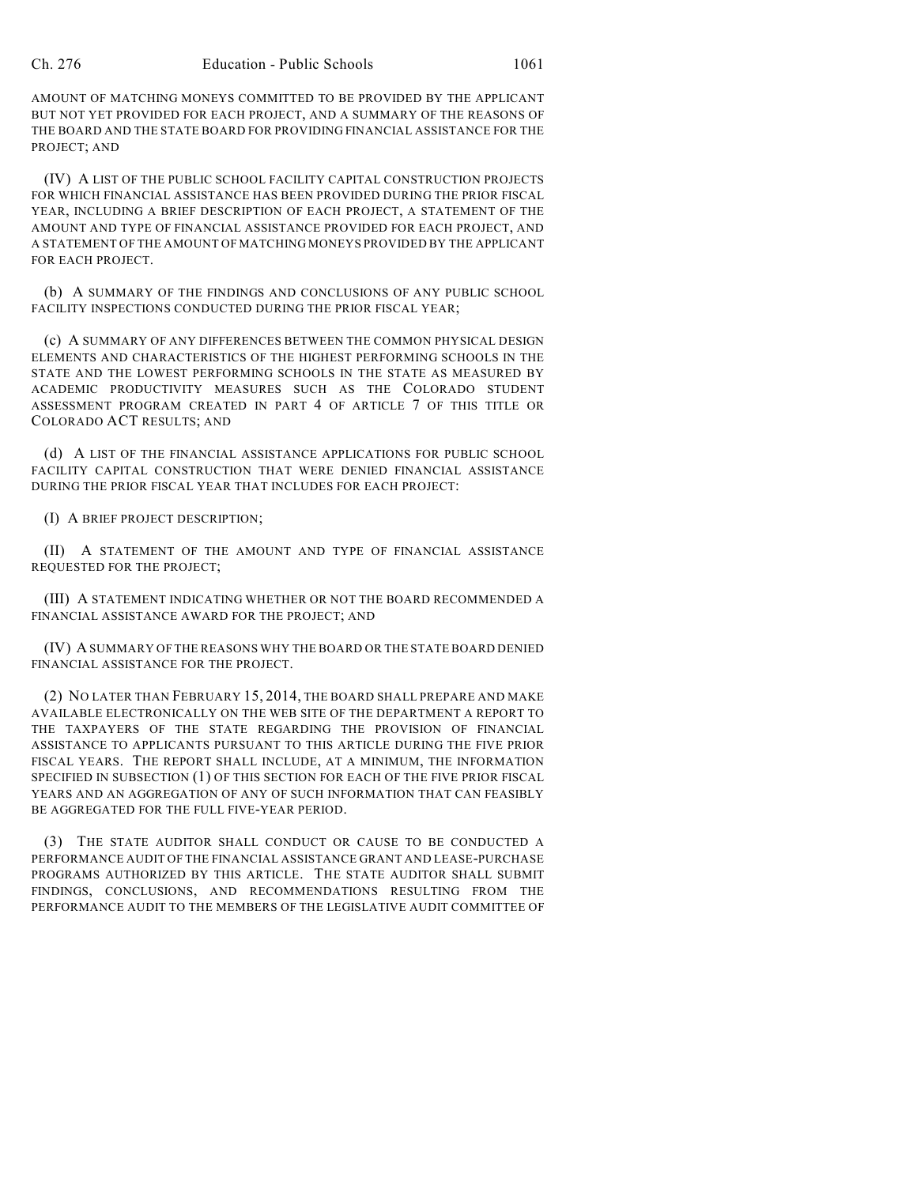AMOUNT OF MATCHING MONEYS COMMITTED TO BE PROVIDED BY THE APPLICANT BUT NOT YET PROVIDED FOR EACH PROJECT, AND A SUMMARY OF THE REASONS OF THE BOARD AND THE STATE BOARD FOR PROVIDING FINANCIAL ASSISTANCE FOR THE PROJECT; AND

(IV) A LIST OF THE PUBLIC SCHOOL FACILITY CAPITAL CONSTRUCTION PROJECTS FOR WHICH FINANCIAL ASSISTANCE HAS BEEN PROVIDED DURING THE PRIOR FISCAL YEAR, INCLUDING A BRIEF DESCRIPTION OF EACH PROJECT, A STATEMENT OF THE AMOUNT AND TYPE OF FINANCIAL ASSISTANCE PROVIDED FOR EACH PROJECT, AND A STATEMENT OF THE AMOUNT OF MATCHING MONEYS PROVIDED BY THE APPLICANT FOR EACH PROJECT.

(b) A SUMMARY OF THE FINDINGS AND CONCLUSIONS OF ANY PUBLIC SCHOOL FACILITY INSPECTIONS CONDUCTED DURING THE PRIOR FISCAL YEAR;

(c) A SUMMARY OF ANY DIFFERENCES BETWEEN THE COMMON PHYSICAL DESIGN ELEMENTS AND CHARACTERISTICS OF THE HIGHEST PERFORMING SCHOOLS IN THE STATE AND THE LOWEST PERFORMING SCHOOLS IN THE STATE AS MEASURED BY ACADEMIC PRODUCTIVITY MEASURES SUCH AS THE COLORADO STUDENT ASSESSMENT PROGRAM CREATED IN PART 4 OF ARTICLE 7 OF THIS TITLE OR COLORADO ACT RESULTS; AND

(d) A LIST OF THE FINANCIAL ASSISTANCE APPLICATIONS FOR PUBLIC SCHOOL FACILITY CAPITAL CONSTRUCTION THAT WERE DENIED FINANCIAL ASSISTANCE DURING THE PRIOR FISCAL YEAR THAT INCLUDES FOR EACH PROJECT:

(I) A BRIEF PROJECT DESCRIPTION;

(II) A STATEMENT OF THE AMOUNT AND TYPE OF FINANCIAL ASSISTANCE REQUESTED FOR THE PROJECT;

(III) A STATEMENT INDICATING WHETHER OR NOT THE BOARD RECOMMENDED A FINANCIAL ASSISTANCE AWARD FOR THE PROJECT; AND

(IV) A SUMMARY OF THE REASONS WHY THE BOARD OR THE STATE BOARD DENIED FINANCIAL ASSISTANCE FOR THE PROJECT.

(2) NO LATER THAN FEBRUARY 15, 2014, THE BOARD SHALL PREPARE AND MAKE AVAILABLE ELECTRONICALLY ON THE WEB SITE OF THE DEPARTMENT A REPORT TO THE TAXPAYERS OF THE STATE REGARDING THE PROVISION OF FINANCIAL ASSISTANCE TO APPLICANTS PURSUANT TO THIS ARTICLE DURING THE FIVE PRIOR FISCAL YEARS. THE REPORT SHALL INCLUDE, AT A MINIMUM, THE INFORMATION SPECIFIED IN SUBSECTION (1) OF THIS SECTION FOR EACH OF THE FIVE PRIOR FISCAL YEARS AND AN AGGREGATION OF ANY OF SUCH INFORMATION THAT CAN FEASIBLY BE AGGREGATED FOR THE FULL FIVE-YEAR PERIOD.

(3) THE STATE AUDITOR SHALL CONDUCT OR CAUSE TO BE CONDUCTED A PERFORMANCE AUDIT OF THE FINANCIAL ASSISTANCE GRANT AND LEASE-PURCHASE PROGRAMS AUTHORIZED BY THIS ARTICLE. THE STATE AUDITOR SHALL SUBMIT FINDINGS, CONCLUSIONS, AND RECOMMENDATIONS RESULTING FROM THE PERFORMANCE AUDIT TO THE MEMBERS OF THE LEGISLATIVE AUDIT COMMITTEE OF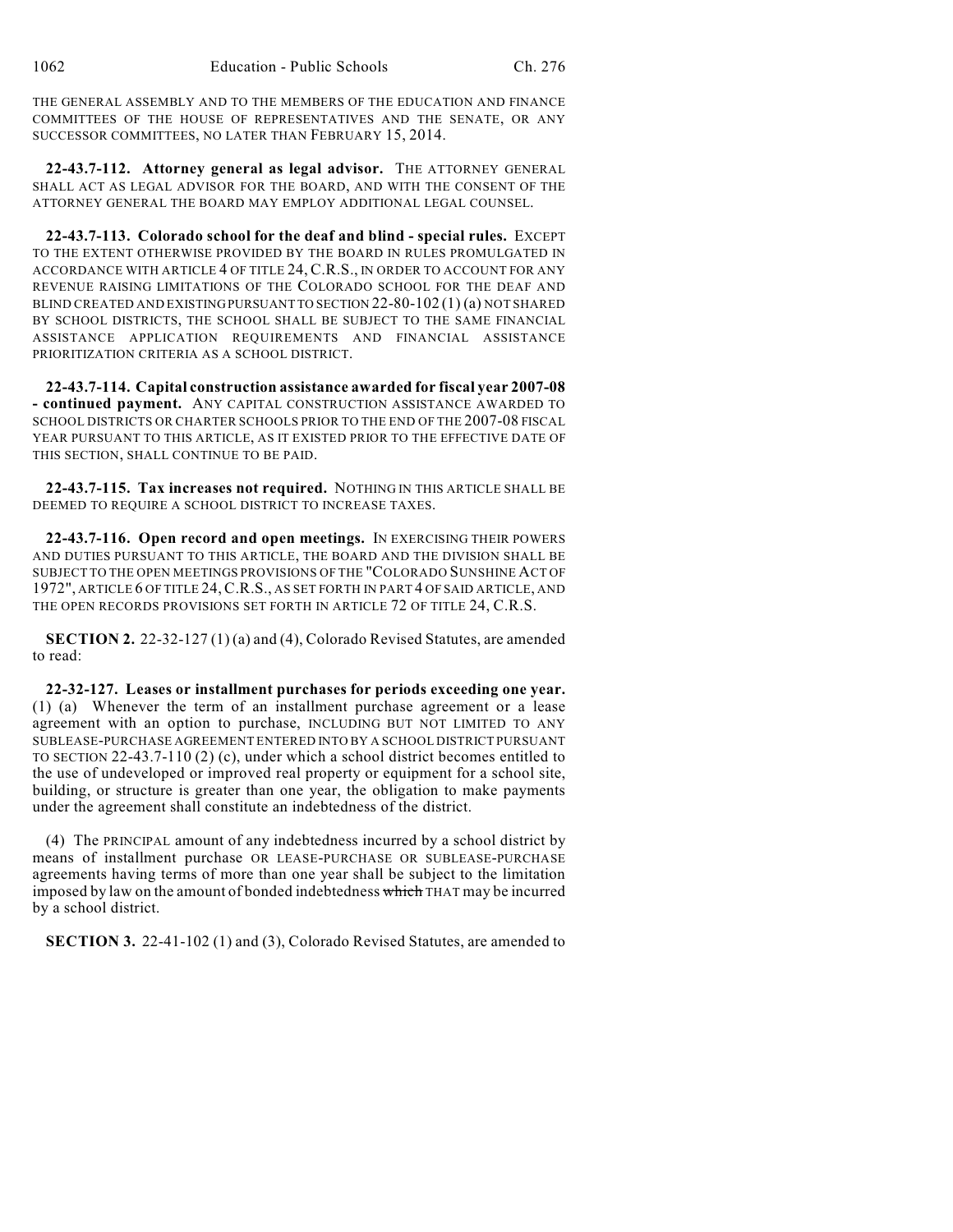THE GENERAL ASSEMBLY AND TO THE MEMBERS OF THE EDUCATION AND FINANCE COMMITTEES OF THE HOUSE OF REPRESENTATIVES AND THE SENATE, OR ANY SUCCESSOR COMMITTEES, NO LATER THAN FEBRUARY 15, 2014.

**22-43.7-112. Attorney general as legal advisor.** THE ATTORNEY GENERAL SHALL ACT AS LEGAL ADVISOR FOR THE BOARD, AND WITH THE CONSENT OF THE ATTORNEY GENERAL THE BOARD MAY EMPLOY ADDITIONAL LEGAL COUNSEL.

**22-43.7-113. Colorado school for the deaf and blind - special rules.** EXCEPT TO THE EXTENT OTHERWISE PROVIDED BY THE BOARD IN RULES PROMULGATED IN ACCORDANCE WITH ARTICLE 4 OF TITLE 24, C.R.S., IN ORDER TO ACCOUNT FOR ANY REVENUE RAISING LIMITATIONS OF THE COLORADO SCHOOL FOR THE DEAF AND BLIND CREATED AND EXISTING PURSUANT TO SECTION 22-80-102 (1) (a) NOT SHARED BY SCHOOL DISTRICTS, THE SCHOOL SHALL BE SUBJECT TO THE SAME FINANCIAL ASSISTANCE APPLICATION REQUIREMENTS AND FINANCIAL ASSISTANCE PRIORITIZATION CRITERIA AS A SCHOOL DISTRICT.

**22-43.7-114. Capital construction assistance awarded for fiscal year 2007-08 - continued payment.** ANY CAPITAL CONSTRUCTION ASSISTANCE AWARDED TO SCHOOL DISTRICTS OR CHARTER SCHOOLS PRIOR TO THE END OF THE 2007-08 FISCAL YEAR PURSUANT TO THIS ARTICLE, AS IT EXISTED PRIOR TO THE EFFECTIVE DATE OF THIS SECTION, SHALL CONTINUE TO BE PAID.

**22-43.7-115. Tax increases not required.** NOTHING IN THIS ARTICLE SHALL BE DEEMED TO REQUIRE A SCHOOL DISTRICT TO INCREASE TAXES.

**22-43.7-116. Open record and open meetings.** IN EXERCISING THEIR POWERS AND DUTIES PURSUANT TO THIS ARTICLE, THE BOARD AND THE DIVISION SHALL BE SUBJECT TO THE OPEN MEETINGS PROVISIONS OF THE "COLORADO SUNSHINE ACT OF 1972", ARTICLE 6 OF TITLE 24, C.R.S., AS SET FORTH IN PART 4 OF SAID ARTICLE, AND THE OPEN RECORDS PROVISIONS SET FORTH IN ARTICLE 72 OF TITLE 24, C.R.S.

**SECTION 2.** 22-32-127 (1) (a) and (4), Colorado Revised Statutes, are amended to read:

**22-32-127. Leases or installment purchases for periods exceeding one year.** (1) (a) Whenever the term of an installment purchase agreement or a lease agreement with an option to purchase, INCLUDING BUT NOT LIMITED TO ANY SUBLEASE-PURCHASE AGREEMENT ENTERED INTO BY A SCHOOL DISTRICT PURSUANT TO SECTION 22-43.7-110 (2) (c), under which a school district becomes entitled to the use of undeveloped or improved real property or equipment for a school site, building, or structure is greater than one year, the obligation to make payments under the agreement shall constitute an indebtedness of the district.

(4) The PRINCIPAL amount of any indebtedness incurred by a school district by means of installment purchase OR LEASE-PURCHASE OR SUBLEASE-PURCHASE agreements having terms of more than one year shall be subject to the limitation imposed by law on the amount of bonded indebtedness ~~which~~ THAT may be incurred by a school district.

**SECTION 3.** 22-41-102 (1) and (3), Colorado Revised Statutes, are amended to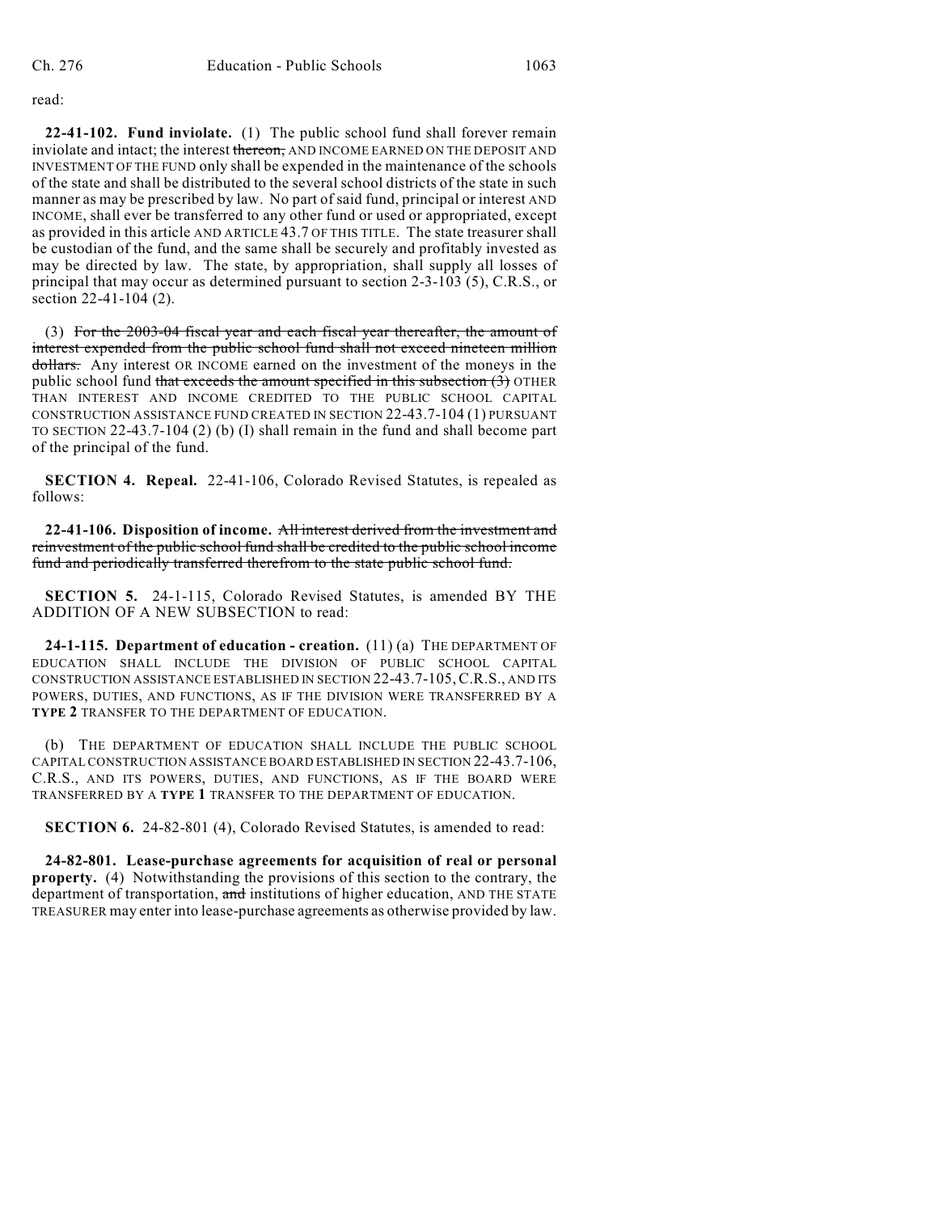read:

**22-41-102. Fund inviolate.** (1) The public school fund shall forever remain inviolate and intact; the interest ~~thereon,~~ AND INCOME EARNED ON THE DEPOSIT AND INVESTMENT OF THE FUND only shall be expended in the maintenance of the schools of the state and shall be distributed to the several school districts of the state in such manner as may be prescribed by law. No part of said fund, principal or interest AND INCOME, shall ever be transferred to any other fund or used or appropriated, except as provided in this article AND ARTICLE 43.7 OF THIS TITLE. The state treasurer shall be custodian of the fund, and the same shall be securely and profitably invested as may be directed by law. The state, by appropriation, shall supply all losses of principal that may occur as determined pursuant to section 2-3-103 (5), C.R.S., or section 22-41-104 (2).

(3) ~~For the 2003-04 fiscal year and each fiscal year thereafter, the amount of interest expended from the public school fund shall not exceed nineteen million dollars.~~ Any interest OR INCOME earned on the investment of the moneys in the public school fund ~~that exceeds the amount specified in this subsection (3)~~ OTHER THAN INTEREST AND INCOME CREDITED TO THE PUBLIC SCHOOL CAPITAL CONSTRUCTION ASSISTANCE FUND CREATED IN SECTION 22-43.7-104 (1) PURSUANT TO SECTION 22-43.7-104 (2) (b) (I) shall remain in the fund and shall become part of the principal of the fund.

**SECTION 4. Repeal.** 22-41-106, Colorado Revised Statutes, is repealed as follows:

**22-41-106. Disposition of income.** ~~All interest derived from the investment and reinvestment of the public school fund shall be credited to the public school income fund and periodically transferred therefrom to the state public school fund.~~

**SECTION 5.** 24-1-115, Colorado Revised Statutes, is amended BY THE ADDITION OF A NEW SUBSECTION to read:

**24-1-115. Department of education - creation.** (11) (a) THE DEPARTMENT OF EDUCATION SHALL INCLUDE THE DIVISION OF PUBLIC SCHOOL CAPITAL CONSTRUCTION ASSISTANCE ESTABLISHED IN SECTION 22-43.7-105, C.R.S., AND ITS POWERS, DUTIES, AND FUNCTIONS, AS IF THE DIVISION WERE TRANSFERRED BY A **TYPE 2** TRANSFER TO THE DEPARTMENT OF EDUCATION.

(b) THE DEPARTMENT OF EDUCATION SHALL INCLUDE THE PUBLIC SCHOOL CAPITAL CONSTRUCTION ASSISTANCE BOARD ESTABLISHED IN SECTION 22-43.7-106, C.R.S., AND ITS POWERS, DUTIES, AND FUNCTIONS, AS IF THE BOARD WERE TRANSFERRED BY A **TYPE 1** TRANSFER TO THE DEPARTMENT OF EDUCATION.

**SECTION 6.** 24-82-801 (4), Colorado Revised Statutes, is amended to read:

**24-82-801. Lease-purchase agreements for acquisition of real or personal property.** (4) Notwithstanding the provisions of this section to the contrary, the department of transportation, ~~and~~ institutions of higher education, AND THE STATE TREASURER may enter into lease-purchase agreements as otherwise provided by law.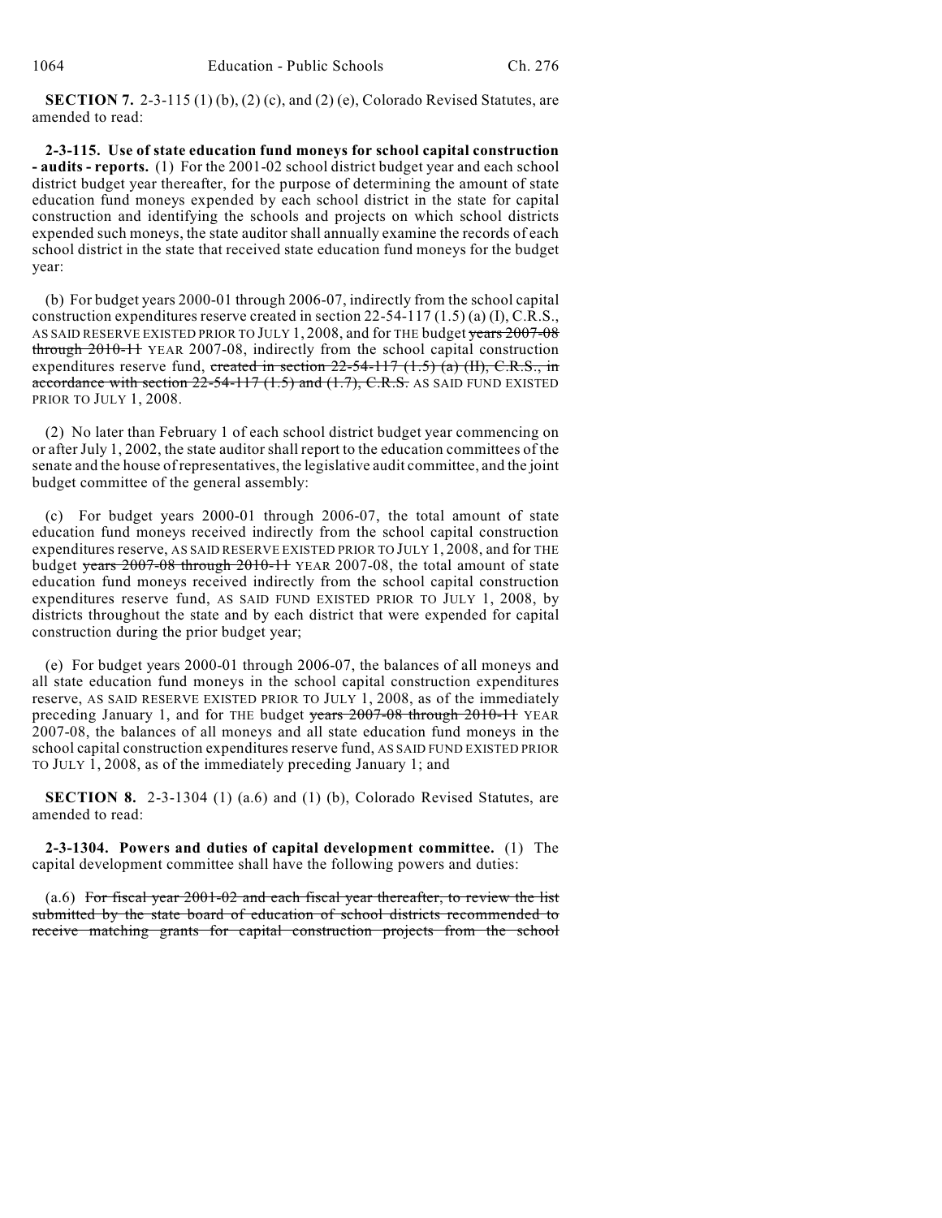**SECTION 7.** 2-3-115 (1) (b), (2) (c), and (2) (e), Colorado Revised Statutes, are amended to read:

**2-3-115. Use of state education fund moneys for school capital construction - audits - reports.** (1) For the 2001-02 school district budget year and each school district budget year thereafter, for the purpose of determining the amount of state education fund moneys expended by each school district in the state for capital construction and identifying the schools and projects on which school districts expended such moneys, the state auditor shall annually examine the records of each school district in the state that received state education fund moneys for the budget year:

(b) For budget years 2000-01 through 2006-07, indirectly from the school capital construction expenditures reserve created in section 22-54-117 (1.5) (a) (I), C.R.S., AS SAID RESERVE EXISTED PRIOR TO JULY 1, 2008, and for THE budget ~~years 2007-08 through 2010-11~~ YEAR 2007-08, indirectly from the school capital construction expenditures reserve fund, ~~created in section 22-54-117 (1.5) (a) (II), C.R.S., in accordance with section 22-54-117 (1.5) and (1.7), C.R.S.~~ AS SAID FUND EXISTED PRIOR TO JULY 1, 2008.

(2) No later than February 1 of each school district budget year commencing on or after July 1, 2002, the state auditor shall report to the education committees of the senate and the house of representatives, the legislative audit committee, and the joint budget committee of the general assembly:

(c) For budget years 2000-01 through 2006-07, the total amount of state education fund moneys received indirectly from the school capital construction expenditures reserve, AS SAID RESERVE EXISTED PRIOR TO JULY 1, 2008, and for THE budget ~~years 2007-08 through 2010-11~~ YEAR 2007-08, the total amount of state education fund moneys received indirectly from the school capital construction expenditures reserve fund, AS SAID FUND EXISTED PRIOR TO JULY 1, 2008, by districts throughout the state and by each district that were expended for capital construction during the prior budget year;

(e) For budget years 2000-01 through 2006-07, the balances of all moneys and all state education fund moneys in the school capital construction expenditures reserve, AS SAID RESERVE EXISTED PRIOR TO JULY 1, 2008, as of the immediately preceding January 1, and for THE budget ~~years 2007-08 through 2010-11~~ YEAR 2007-08, the balances of all moneys and all state education fund moneys in the school capital construction expenditures reserve fund, AS SAID FUND EXISTED PRIOR TO JULY 1, 2008, as of the immediately preceding January 1; and

**SECTION 8.** 2-3-1304 (1) (a.6) and (1) (b), Colorado Revised Statutes, are amended to read:

**2-3-1304. Powers and duties of capital development committee.** (1) The capital development committee shall have the following powers and duties:

(a.6) ~~For fiscal year 2001-02 and each fiscal year thereafter, to review the list submitted by the state board of education of school districts recommended to receive matching grants for capital construction projects from the school~~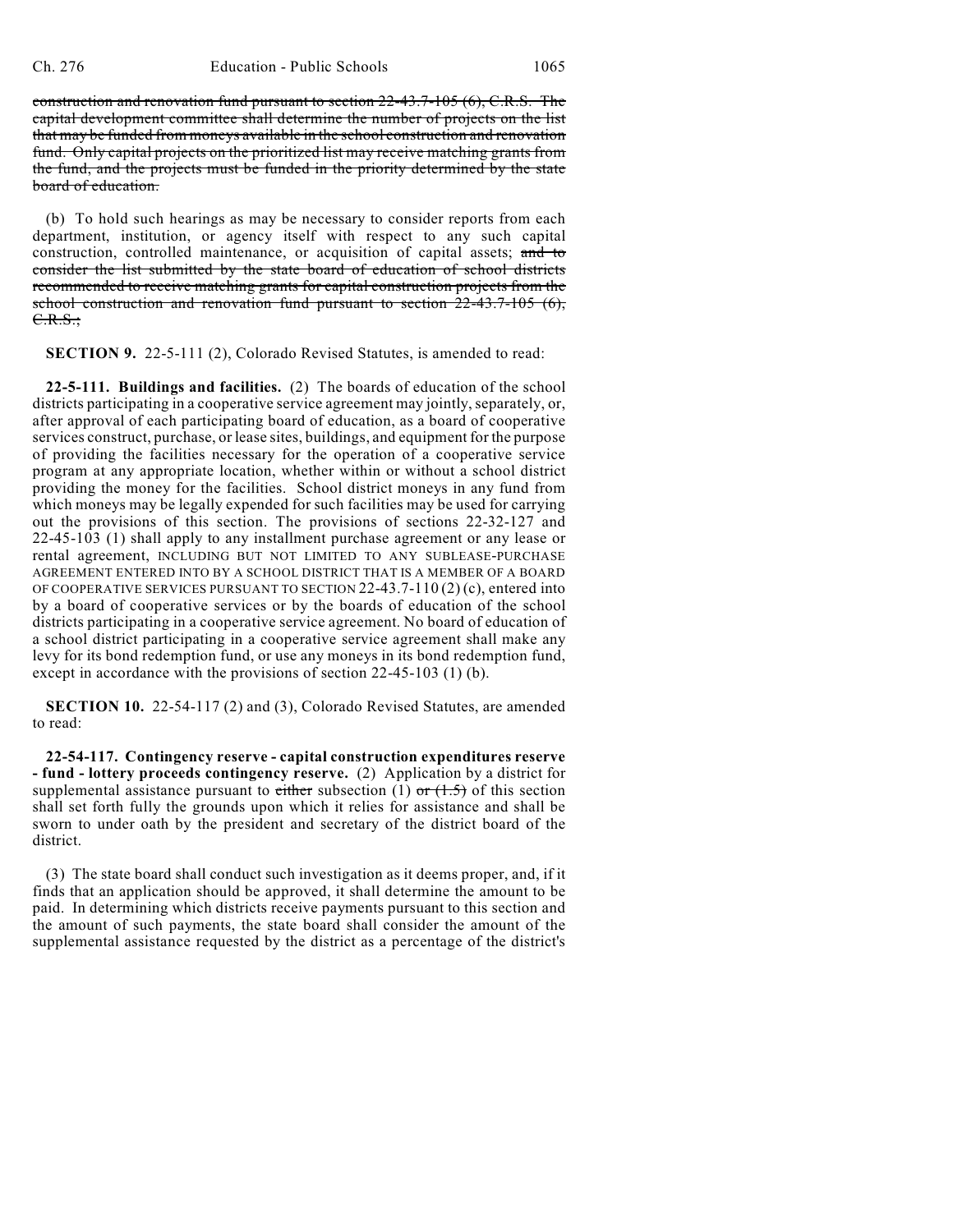~~construction and renovation fund pursuant to section 22-43.7-105 (6), C.R.S. The capital development committee shall determine the number of projects on the list that may be funded from moneys available in the school construction and renovation fund. Only capital projects on the prioritized list may receive matching grants from the fund, and the projects must be funded in the priority determined by the state board of education.~~

(b) To hold such hearings as may be necessary to consider reports from each department, institution, or agency itself with respect to any such capital construction, controlled maintenance, or acquisition of capital assets; ~~and to consider the list submitted by the state board of education of school districts recommended to receive matching grants for capital construction projects from the school construction and renovation fund pursuant to section 22-43.7-105 (6), C.R.S.;~~

**SECTION 9.** 22-5-111 (2), Colorado Revised Statutes, is amended to read:

**22-5-111. Buildings and facilities.** (2) The boards of education of the school districts participating in a cooperative service agreement may jointly, separately, or, after approval of each participating board of education, as a board of cooperative services construct, purchase, or lease sites, buildings, and equipment for the purpose of providing the facilities necessary for the operation of a cooperative service program at any appropriate location, whether within or without a school district providing the money for the facilities. School district moneys in any fund from which moneys may be legally expended for such facilities may be used for carrying out the provisions of this section. The provisions of sections 22-32-127 and 22-45-103 (1) shall apply to any installment purchase agreement or any lease or rental agreement, INCLUDING BUT NOT LIMITED TO ANY SUBLEASE-PURCHASE AGREEMENT ENTERED INTO BY A SCHOOL DISTRICT THAT IS A MEMBER OF A BOARD OF COOPERATIVE SERVICES PURSUANT TO SECTION 22-43.7-110 (2) (c), entered into by a board of cooperative services or by the boards of education of the school districts participating in a cooperative service agreement. No board of education of a school district participating in a cooperative service agreement shall make any levy for its bond redemption fund, or use any moneys in its bond redemption fund, except in accordance with the provisions of section 22-45-103 (1) (b).

**SECTION 10.** 22-54-117 (2) and (3), Colorado Revised Statutes, are amended to read:

**22-54-117. Contingency reserve - capital construction expenditures reserve - fund - lottery proceeds contingency reserve.** (2) Application by a district for supplemental assistance pursuant to ~~either~~ subsection (1) ~~or (1.5)~~ of this section shall set forth fully the grounds upon which it relies for assistance and shall be sworn to under oath by the president and secretary of the district board of the district.

(3) The state board shall conduct such investigation as it deems proper, and, if it finds that an application should be approved, it shall determine the amount to be paid. In determining which districts receive payments pursuant to this section and the amount of such payments, the state board shall consider the amount of the supplemental assistance requested by the district as a percentage of the district's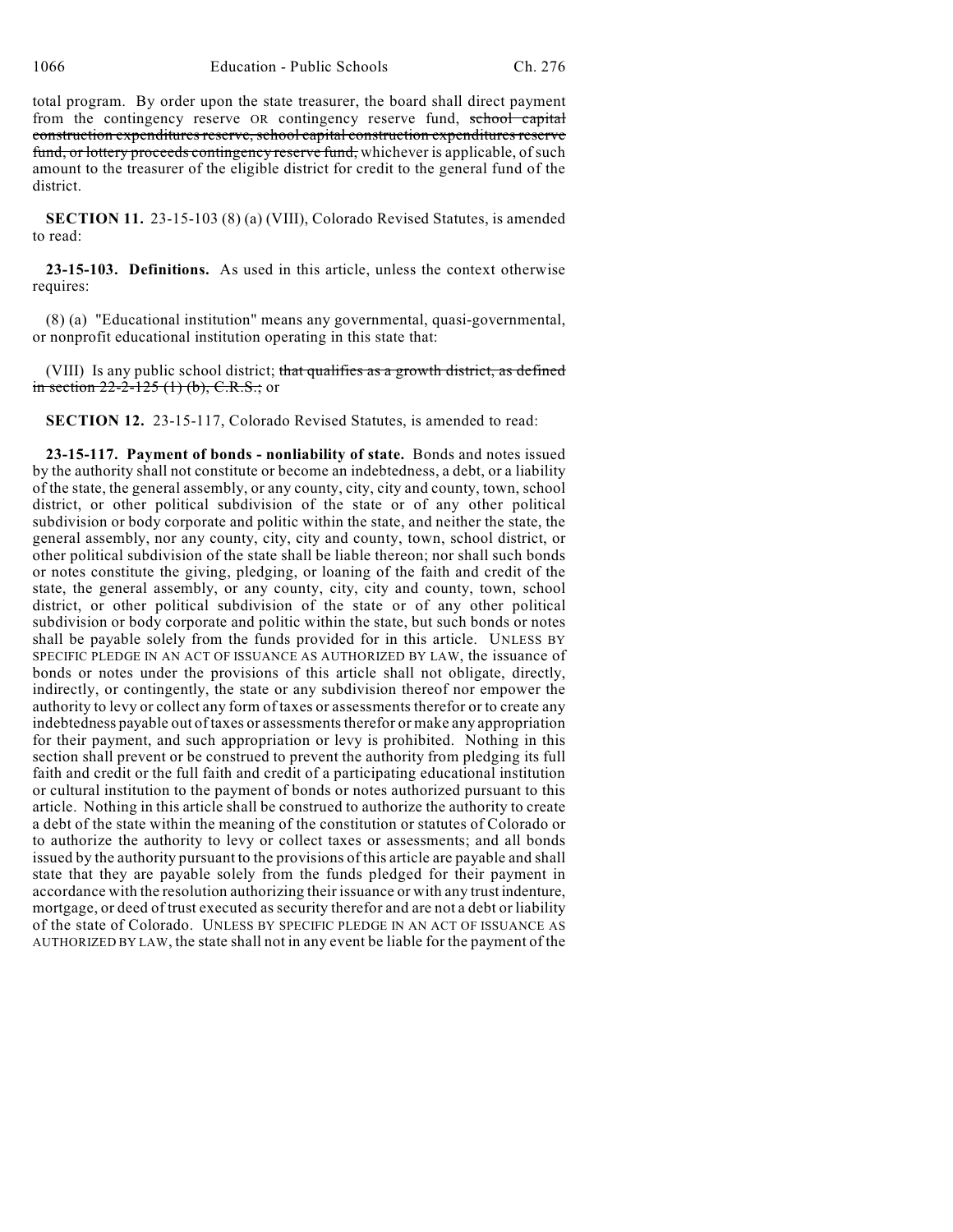total program. By order upon the state treasurer, the board shall direct payment from the contingency reserve OR contingency reserve fund, ~~school capital construction expenditures reserve, school capital construction expenditures reserve fund, or lottery proceeds contingency reserve fund,~~ whichever is applicable, of such amount to the treasurer of the eligible district for credit to the general fund of the district.

**SECTION 11.** 23-15-103 (8) (a) (VIII), Colorado Revised Statutes, is amended to read:

**23-15-103. Definitions.** As used in this article, unless the context otherwise requires:

(8) (a) "Educational institution" means any governmental, quasi-governmental, or nonprofit educational institution operating in this state that:

(VIII) Is any public school district; ~~that qualifies as a growth district, as defined in section 22-2-125 (1) (b), C.R.S.;~~ or

**SECTION 12.** 23-15-117, Colorado Revised Statutes, is amended to read:

**23-15-117. Payment of bonds - nonliability of state.** Bonds and notes issued by the authority shall not constitute or become an indebtedness, a debt, or a liability of the state, the general assembly, or any county, city, city and county, town, school district, or other political subdivision of the state or of any other political subdivision or body corporate and politic within the state, and neither the state, the general assembly, nor any county, city, city and county, town, school district, or other political subdivision of the state shall be liable thereon; nor shall such bonds or notes constitute the giving, pledging, or loaning of the faith and credit of the state, the general assembly, or any county, city, city and county, town, school district, or other political subdivision of the state or of any other political subdivision or body corporate and politic within the state, but such bonds or notes shall be payable solely from the funds provided for in this article. UNLESS BY SPECIFIC PLEDGE IN AN ACT OF ISSUANCE AS AUTHORIZED BY LAW, the issuance of bonds or notes under the provisions of this article shall not obligate, directly, indirectly, or contingently, the state or any subdivision thereof nor empower the authority to levy or collect any form of taxes or assessments therefor or to create any indebtedness payable out of taxes or assessments therefor or make any appropriation for their payment, and such appropriation or levy is prohibited. Nothing in this section shall prevent or be construed to prevent the authority from pledging its full faith and credit or the full faith and credit of a participating educational institution or cultural institution to the payment of bonds or notes authorized pursuant to this article. Nothing in this article shall be construed to authorize the authority to create a debt of the state within the meaning of the constitution or statutes of Colorado or to authorize the authority to levy or collect taxes or assessments; and all bonds issued by the authority pursuant to the provisions of this article are payable and shall state that they are payable solely from the funds pledged for their payment in accordance with the resolution authorizing their issuance or with any trust indenture, mortgage, or deed of trust executed as security therefor and are not a debt or liability of the state of Colorado. UNLESS BY SPECIFIC PLEDGE IN AN ACT OF ISSUANCE AS AUTHORIZED BY LAW, the state shall not in any event be liable for the payment of the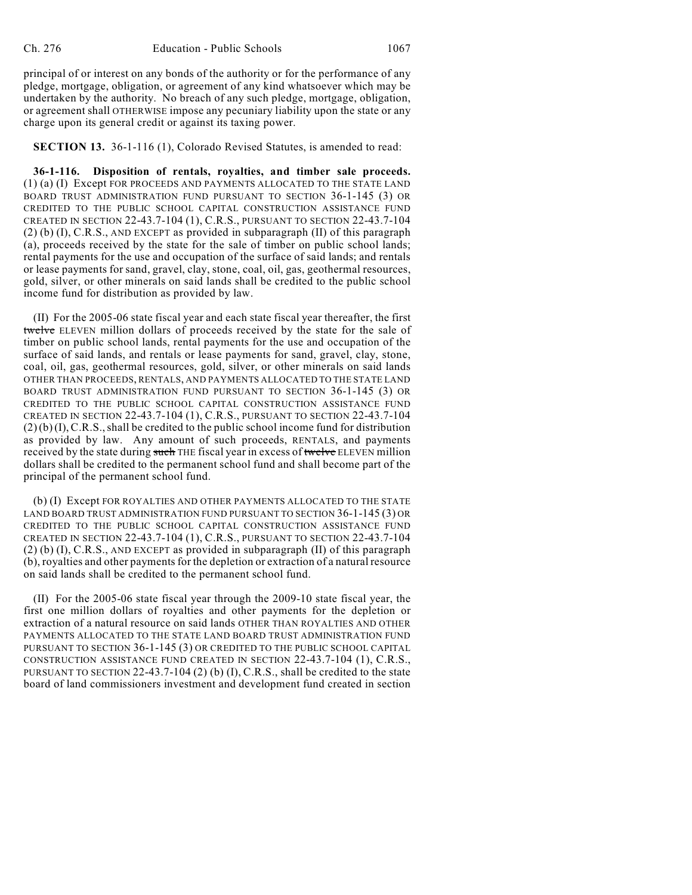principal of or interest on any bonds of the authority or for the performance of any pledge, mortgage, obligation, or agreement of any kind whatsoever which may be undertaken by the authority. No breach of any such pledge, mortgage, obligation, or agreement shall OTHERWISE impose any pecuniary liability upon the state or any charge upon its general credit or against its taxing power.

**SECTION 13.** 36-1-116 (1), Colorado Revised Statutes, is amended to read:

**36-1-116. Disposition of rentals, royalties, and timber sale proceeds.** (1) (a) (I) Except FOR PROCEEDS AND PAYMENTS ALLOCATED TO THE STATE LAND BOARD TRUST ADMINISTRATION FUND PURSUANT TO SECTION 36-1-145 (3) OR CREDITED TO THE PUBLIC SCHOOL CAPITAL CONSTRUCTION ASSISTANCE FUND CREATED IN SECTION 22-43.7-104 (1), C.R.S., PURSUANT TO SECTION 22-43.7-104 (2) (b) (I), C.R.S., AND EXCEPT as provided in subparagraph (II) of this paragraph (a), proceeds received by the state for the sale of timber on public school lands; rental payments for the use and occupation of the surface of said lands; and rentals or lease payments for sand, gravel, clay, stone, coal, oil, gas, geothermal resources, gold, silver, or other minerals on said lands shall be credited to the public school income fund for distribution as provided by law.

(II) For the 2005-06 state fiscal year and each state fiscal year thereafter, the first ~~twelve~~ ELEVEN million dollars of proceeds received by the state for the sale of timber on public school lands, rental payments for the use and occupation of the surface of said lands, and rentals or lease payments for sand, gravel, clay, stone, coal, oil, gas, geothermal resources, gold, silver, or other minerals on said lands OTHER THAN PROCEEDS, RENTALS, AND PAYMENTS ALLOCATED TO THE STATE LAND BOARD TRUST ADMINISTRATION FUND PURSUANT TO SECTION 36-1-145 (3) OR CREDITED TO THE PUBLIC SCHOOL CAPITAL CONSTRUCTION ASSISTANCE FUND CREATED IN SECTION 22-43.7-104 (1), C.R.S., PURSUANT TO SECTION 22-43.7-104 (2) (b) (I), C.R.S., shall be credited to the public school income fund for distribution as provided by law. Any amount of such proceeds, RENTALS, and payments received by the state during ~~such~~ THE fiscal year in excess of ~~twelve~~ ELEVEN million dollars shall be credited to the permanent school fund and shall become part of the principal of the permanent school fund.

(b) (I) Except FOR ROYALTIES AND OTHER PAYMENTS ALLOCATED TO THE STATE LAND BOARD TRUST ADMINISTRATION FUND PURSUANT TO SECTION 36-1-145 (3) OR CREDITED TO THE PUBLIC SCHOOL CAPITAL CONSTRUCTION ASSISTANCE FUND CREATED IN SECTION 22-43.7-104 (1), C.R.S., PURSUANT TO SECTION 22-43.7-104 (2) (b) (I), C.R.S., AND EXCEPT as provided in subparagraph (II) of this paragraph (b), royalties and other payments for the depletion or extraction of a natural resource on said lands shall be credited to the permanent school fund.

(II) For the 2005-06 state fiscal year through the 2009-10 state fiscal year, the first one million dollars of royalties and other payments for the depletion or extraction of a natural resource on said lands OTHER THAN ROYALTIES AND OTHER PAYMENTS ALLOCATED TO THE STATE LAND BOARD TRUST ADMINISTRATION FUND PURSUANT TO SECTION 36-1-145 (3) OR CREDITED TO THE PUBLIC SCHOOL CAPITAL CONSTRUCTION ASSISTANCE FUND CREATED IN SECTION 22-43.7-104 (1), C.R.S., PURSUANT TO SECTION 22-43.7-104 (2) (b) (I), C.R.S., shall be credited to the state board of land commissioners investment and development fund created in section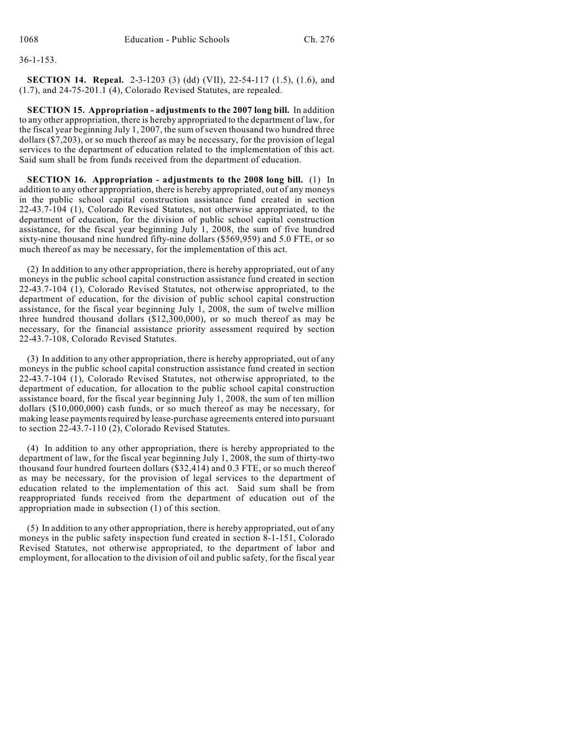36-1-153.

**SECTION 14. Repeal.** 2-3-1203 (3) (dd) (VII), 22-54-117 (1.5), (1.6), and (1.7), and 24-75-201.1 (4), Colorado Revised Statutes, are repealed.

**SECTION 15. Appropriation - adjustments to the 2007 long bill.** In addition to any other appropriation, there is hereby appropriated to the department of law, for the fiscal year beginning July 1, 2007, the sum of seven thousand two hundred three dollars ($7,203), or so much thereof as may be necessary, for the provision of legal services to the department of education related to the implementation of this act. Said sum shall be from funds received from the department of education.

**SECTION 16. Appropriation - adjustments to the 2008 long bill.** (1) In addition to any other appropriation, there is hereby appropriated, out of any moneys in the public school capital construction assistance fund created in section 22-43.7-104 (1), Colorado Revised Statutes, not otherwise appropriated, to the department of education, for the division of public school capital construction assistance, for the fiscal year beginning July 1, 2008, the sum of five hundred sixty-nine thousand nine hundred fifty-nine dollars ($569,959) and 5.0 FTE, or so much thereof as may be necessary, for the implementation of this act.

(2) In addition to any other appropriation, there is hereby appropriated, out of any moneys in the public school capital construction assistance fund created in section 22-43.7-104 (1), Colorado Revised Statutes, not otherwise appropriated, to the department of education, for the division of public school capital construction assistance, for the fiscal year beginning July 1, 2008, the sum of twelve million three hundred thousand dollars ($12,300,000), or so much thereof as may be necessary, for the financial assistance priority assessment required by section 22-43.7-108, Colorado Revised Statutes.

(3) In addition to any other appropriation, there is hereby appropriated, out of any moneys in the public school capital construction assistance fund created in section 22-43.7-104 (1), Colorado Revised Statutes, not otherwise appropriated, to the department of education, for allocation to the public school capital construction assistance board, for the fiscal year beginning July 1, 2008, the sum of ten million dollars ($10,000,000) cash funds, or so much thereof as may be necessary, for making lease payments required by lease-purchase agreements entered into pursuant to section 22-43.7-110 (2), Colorado Revised Statutes.

(4) In addition to any other appropriation, there is hereby appropriated to the department of law, for the fiscal year beginning July 1, 2008, the sum of thirty-two thousand four hundred fourteen dollars ($32,414) and 0.3 FTE, or so much thereof as may be necessary, for the provision of legal services to the department of education related to the implementation of this act. Said sum shall be from reappropriated funds received from the department of education out of the appropriation made in subsection (1) of this section.

(5) In addition to any other appropriation, there is hereby appropriated, out of any moneys in the public safety inspection fund created in section 8-1-151, Colorado Revised Statutes, not otherwise appropriated, to the department of labor and employment, for allocation to the division of oil and public safety, for the fiscal year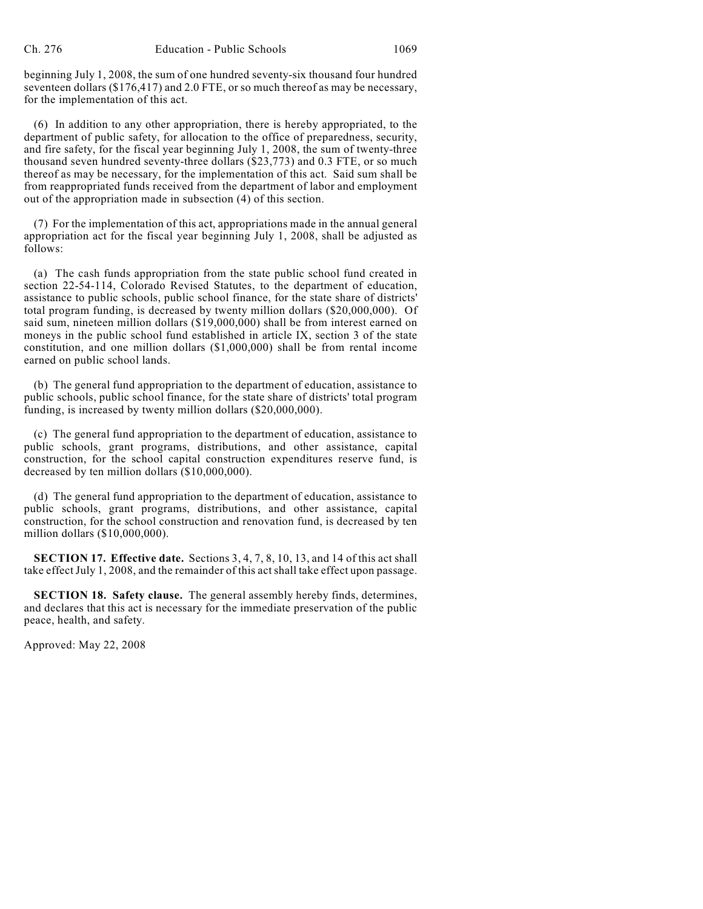beginning July 1, 2008, the sum of one hundred seventy-six thousand four hundred seventeen dollars ($176,417) and 2.0 FTE, or so much thereof as may be necessary, for the implementation of this act.

(6) In addition to any other appropriation, there is hereby appropriated, to the department of public safety, for allocation to the office of preparedness, security, and fire safety, for the fiscal year beginning July 1, 2008, the sum of twenty-three thousand seven hundred seventy-three dollars ($23,773) and 0.3 FTE, or so much thereof as may be necessary, for the implementation of this act. Said sum shall be from reappropriated funds received from the department of labor and employment out of the appropriation made in subsection (4) of this section.

(7) For the implementation of this act, appropriations made in the annual general appropriation act for the fiscal year beginning July 1, 2008, shall be adjusted as follows:

(a) The cash funds appropriation from the state public school fund created in section 22-54-114, Colorado Revised Statutes, to the department of education, assistance to public schools, public school finance, for the state share of districts' total program funding, is decreased by twenty million dollars ($20,000,000). Of said sum, nineteen million dollars ($19,000,000) shall be from interest earned on moneys in the public school fund established in article IX, section 3 of the state constitution, and one million dollars ($1,000,000) shall be from rental income earned on public school lands.

(b) The general fund appropriation to the department of education, assistance to public schools, public school finance, for the state share of districts' total program funding, is increased by twenty million dollars ($20,000,000).

(c) The general fund appropriation to the department of education, assistance to public schools, grant programs, distributions, and other assistance, capital construction, for the school capital construction expenditures reserve fund, is decreased by ten million dollars ($10,000,000).

(d) The general fund appropriation to the department of education, assistance to public schools, grant programs, distributions, and other assistance, capital construction, for the school construction and renovation fund, is decreased by ten million dollars ($10,000,000).

**SECTION 17. Effective date.** Sections 3, 4, 7, 8, 10, 13, and 14 of this act shall take effect July 1, 2008, and the remainder of this act shall take effect upon passage.

**SECTION 18. Safety clause.** The general assembly hereby finds, determines, and declares that this act is necessary for the immediate preservation of the public peace, health, and safety.

Approved: May 22, 2008